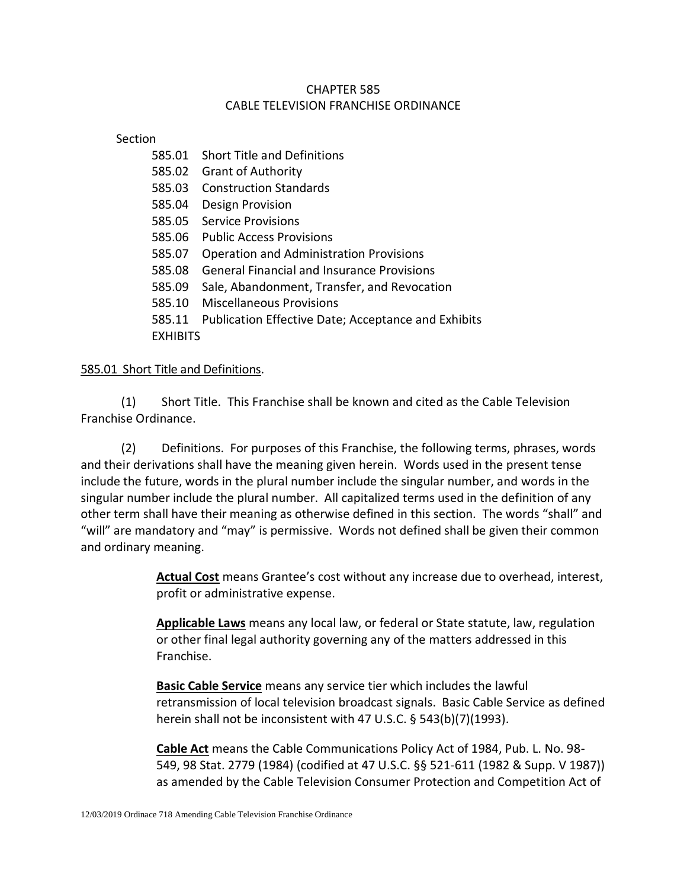# CHAPTER 585
# CABLE TELEVISION FRANCHISE ORDINANCE

Section

585.01 Short Title and Definitions
585.02 Grant of Authority
585.03 Construction Standards
585.04 Design Provision
585.05 Service Provisions
585.06 Public Access Provisions
585.07 Operation and Administration Provisions
585.08 General Financial and Insurance Provisions
585.09 Sale, Abandonment, Transfer, and Revocation
585.10 Miscellaneous Provisions
585.11 Publication Effective Date; Acceptance and Exhibits
EXHIBITS

## 585.01 Short Title and Definitions.

(1) Short Title. This Franchise shall be known and cited as the Cable Television Franchise Ordinance.

(2) Definitions. For purposes of this Franchise, the following terms, phrases, words and their derivations shall have the meaning given herein. Words used in the present tense include the future, words in the plural number include the singular number, and words in the singular number include the plural number. All capitalized terms used in the definition of any other term shall have their meaning as otherwise defined in this section. The words "shall" and "will" are mandatory and "may" is permissive. Words not defined shall be given their common and ordinary meaning.

**Actual Cost** means Grantee's cost without any increase due to overhead, interest, profit or administrative expense.

**Applicable Laws** means any local law, or federal or State statute, law, regulation or other final legal authority governing any of the matters addressed in this Franchise.

**Basic Cable Service** means any service tier which includes the lawful retransmission of local television broadcast signals. Basic Cable Service as defined herein shall not be inconsistent with 47 U.S.C. § 543(b)(7)(1993).

**Cable Act** means the Cable Communications Policy Act of 1984, Pub. L. No. 98-549, 98 Stat. 2779 (1984) (codified at 47 U.S.C. §§ 521-611 (1982 & Supp. V 1987)) as amended by the Cable Television Consumer Protection and Competition Act of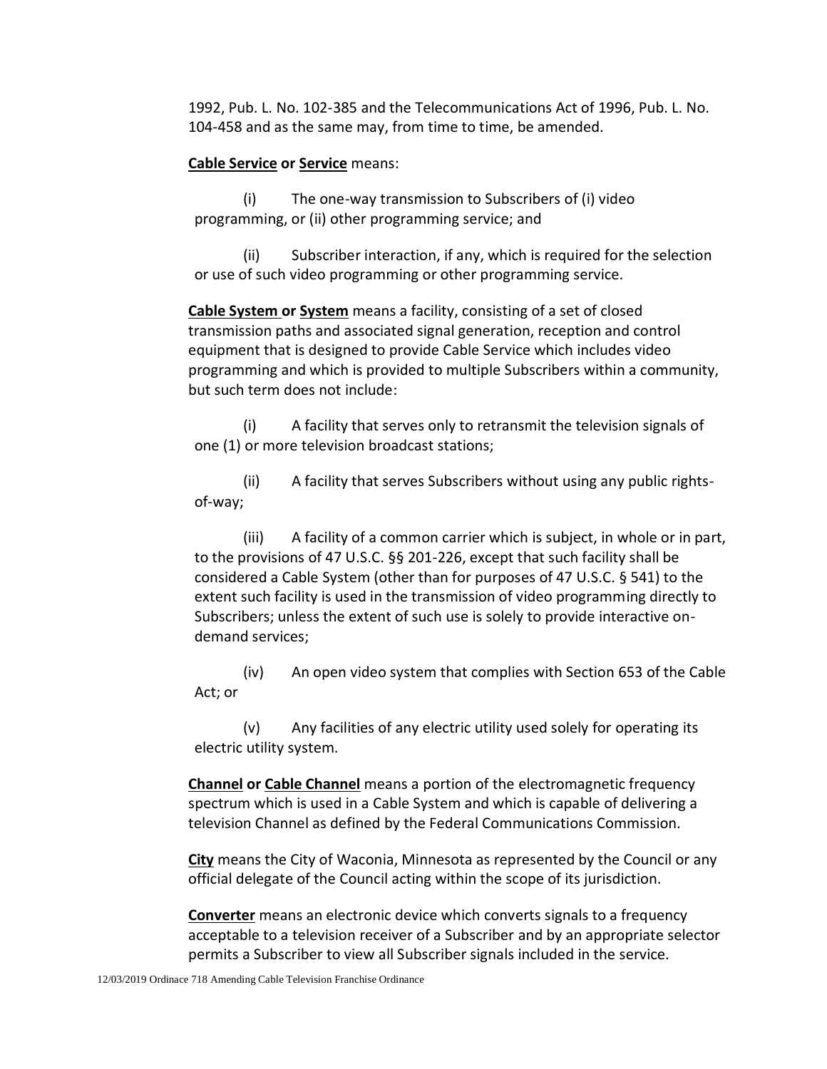1992, Pub. L. No. 102-385 and the Telecommunications Act of 1996, Pub. L. No. 104-458 and as the same may, from time to time, be amended.

**Cable Service or Service** means:

(i) The one-way transmission to Subscribers of (i) video programming, or (ii) other programming service; and

(ii) Subscriber interaction, if any, which is required for the selection or use of such video programming or other programming service.

**Cable System or System** means a facility, consisting of a set of closed transmission paths and associated signal generation, reception and control equipment that is designed to provide Cable Service which includes video programming and which is provided to multiple Subscribers within a community, but such term does not include:

(i) A facility that serves only to retransmit the television signals of one (1) or more television broadcast stations;

(ii) A facility that serves Subscribers without using any public rights-of-way;

(iii) A facility of a common carrier which is subject, in whole or in part, to the provisions of 47 U.S.C. §§ 201-226, except that such facility shall be considered a Cable System (other than for purposes of 47 U.S.C. § 541) to the extent such facility is used in the transmission of video programming directly to Subscribers; unless the extent of such use is solely to provide interactive on-demand services;

(iv) An open video system that complies with Section 653 of the Cable Act; or

(v) Any facilities of any electric utility used solely for operating its electric utility system.

**Channel or Cable Channel** means a portion of the electromagnetic frequency spectrum which is used in a Cable System and which is capable of delivering a television Channel as defined by the Federal Communications Commission.

**City** means the City of Waconia, Minnesota as represented by the Council or any official delegate of the Council acting within the scope of its jurisdiction.

**Converter** means an electronic device which converts signals to a frequency acceptable to a television receiver of a Subscriber and by an appropriate selector permits a Subscriber to view all Subscriber signals included in the service.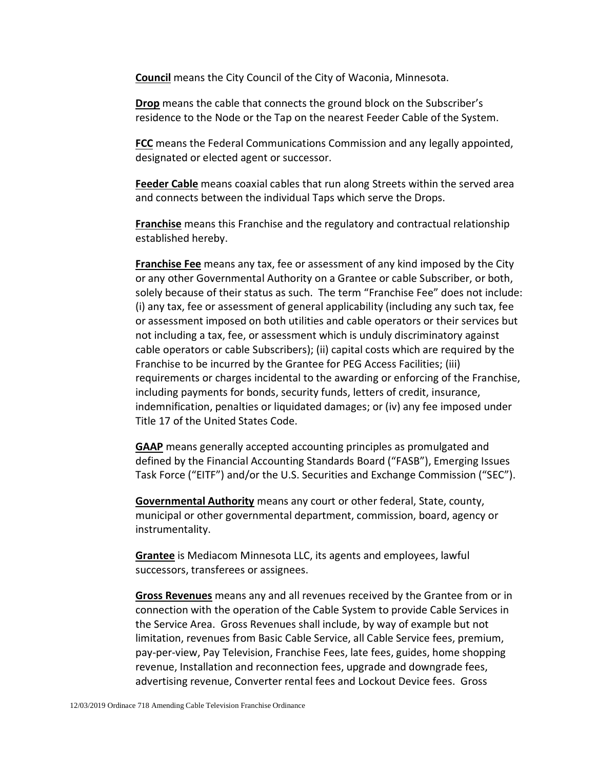**Council** means the City Council of the City of Waconia, Minnesota.

**Drop** means the cable that connects the ground block on the Subscriber's residence to the Node or the Tap on the nearest Feeder Cable of the System.

**FCC** means the Federal Communications Commission and any legally appointed, designated or elected agent or successor.

**Feeder Cable** means coaxial cables that run along Streets within the served area and connects between the individual Taps which serve the Drops.

**Franchise** means this Franchise and the regulatory and contractual relationship established hereby.

**Franchise Fee** means any tax, fee or assessment of any kind imposed by the City or any other Governmental Authority on a Grantee or cable Subscriber, or both, solely because of their status as such. The term "Franchise Fee" does not include: (i) any tax, fee or assessment of general applicability (including any such tax, fee or assessment imposed on both utilities and cable operators or their services but not including a tax, fee, or assessment which is unduly discriminatory against cable operators or cable Subscribers); (ii) capital costs which are required by the Franchise to be incurred by the Grantee for PEG Access Facilities; (iii) requirements or charges incidental to the awarding or enforcing of the Franchise, including payments for bonds, security funds, letters of credit, insurance, indemnification, penalties or liquidated damages; or (iv) any fee imposed under Title 17 of the United States Code.

**GAAP** means generally accepted accounting principles as promulgated and defined by the Financial Accounting Standards Board ("FASB"), Emerging Issues Task Force ("EITF") and/or the U.S. Securities and Exchange Commission ("SEC").

**Governmental Authority** means any court or other federal, State, county, municipal or other governmental department, commission, board, agency or instrumentality.

**Grantee** is Mediacom Minnesota LLC, its agents and employees, lawful successors, transferees or assignees.

**Gross Revenues** means any and all revenues received by the Grantee from or in connection with the operation of the Cable System to provide Cable Services in the Service Area. Gross Revenues shall include, by way of example but not limitation, revenues from Basic Cable Service, all Cable Service fees, premium, pay-per-view, Pay Television, Franchise Fees, late fees, guides, home shopping revenue, Installation and reconnection fees, upgrade and downgrade fees, advertising revenue, Converter rental fees and Lockout Device fees. Gross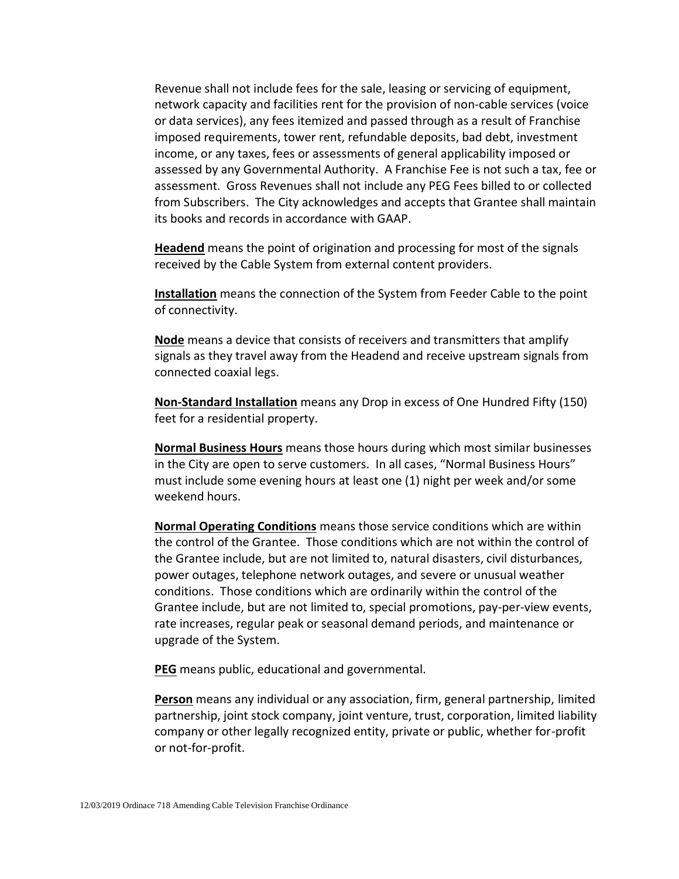Revenue shall not include fees for the sale, leasing or servicing of equipment, network capacity and facilities rent for the provision of non-cable services (voice or data services), any fees itemized and passed through as a result of Franchise imposed requirements, tower rent, refundable deposits, bad debt, investment income, or any taxes, fees or assessments of general applicability imposed or assessed by any Governmental Authority. A Franchise Fee is not such a tax, fee or assessment. Gross Revenues shall not include any PEG Fees billed to or collected from Subscribers. The City acknowledges and accepts that Grantee shall maintain its books and records in accordance with GAAP.

**Headend** means the point of origination and processing for most of the signals received by the Cable System from external content providers.

**Installation** means the connection of the System from Feeder Cable to the point of connectivity.

**Node** means a device that consists of receivers and transmitters that amplify signals as they travel away from the Headend and receive upstream signals from connected coaxial legs.

**Non-Standard Installation** means any Drop in excess of One Hundred Fifty (150) feet for a residential property.

**Normal Business Hours** means those hours during which most similar businesses in the City are open to serve customers. In all cases, "Normal Business Hours" must include some evening hours at least one (1) night per week and/or some weekend hours.

**Normal Operating Conditions** means those service conditions which are within the control of the Grantee. Those conditions which are not within the control of the Grantee include, but are not limited to, natural disasters, civil disturbances, power outages, telephone network outages, and severe or unusual weather conditions. Those conditions which are ordinarily within the control of the Grantee include, but are not limited to, special promotions, pay-per-view events, rate increases, regular peak or seasonal demand periods, and maintenance or upgrade of the System.

**PEG** means public, educational and governmental.

**Person** means any individual or any association, firm, general partnership, limited partnership, joint stock company, joint venture, trust, corporation, limited liability company or other legally recognized entity, private or public, whether for-profit or not-for-profit.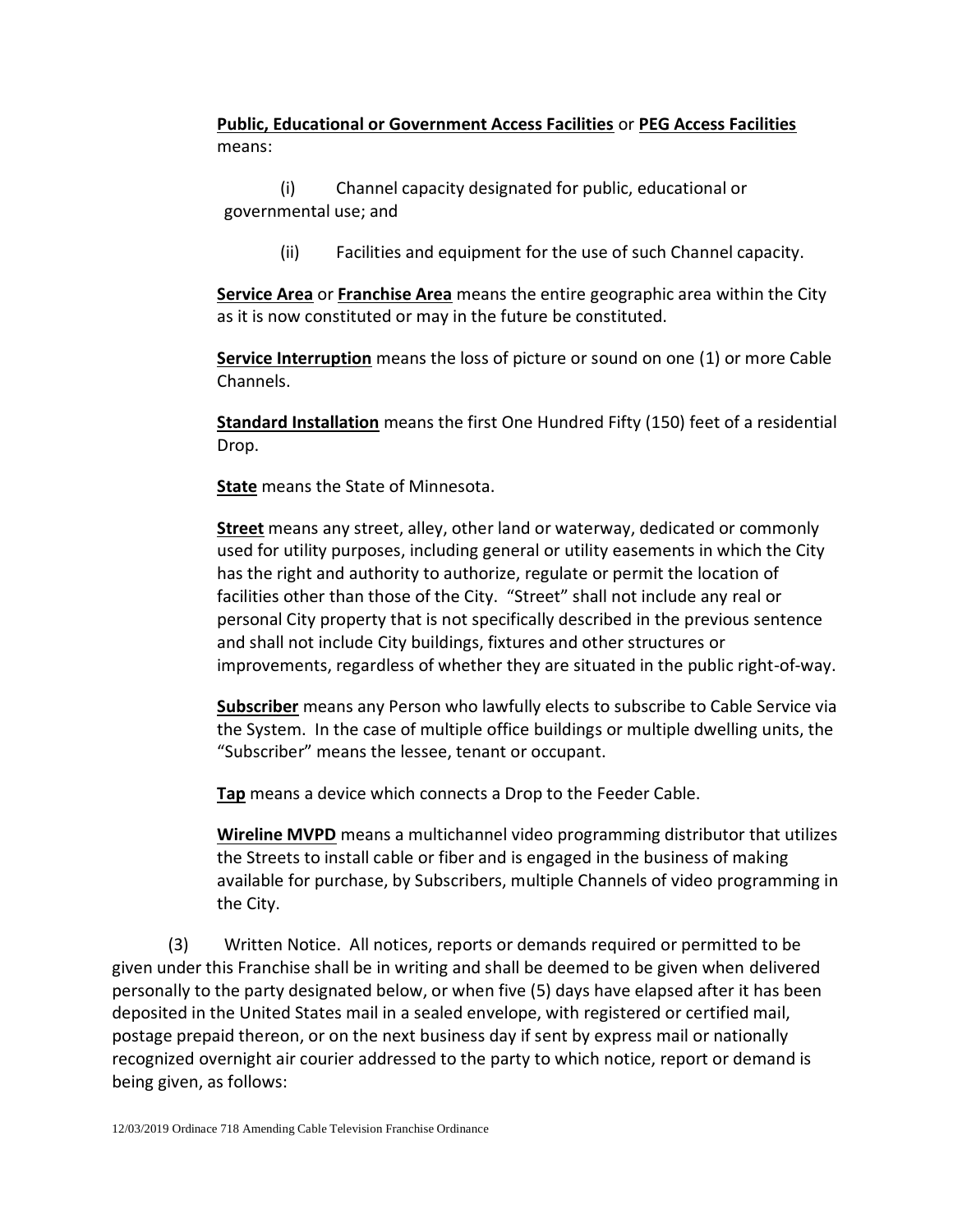**Public, Educational or Government Access Facilities** or **PEG Access Facilities** means:

(i) Channel capacity designated for public, educational or governmental use; and

(ii) Facilities and equipment for the use of such Channel capacity.

**Service Area** or **Franchise Area** means the entire geographic area within the City as it is now constituted or may in the future be constituted.

**Service Interruption** means the loss of picture or sound on one (1) or more Cable Channels.

**Standard Installation** means the first One Hundred Fifty (150) feet of a residential Drop.

**State** means the State of Minnesota.

**Street** means any street, alley, other land or waterway, dedicated or commonly used for utility purposes, including general or utility easements in which the City has the right and authority to authorize, regulate or permit the location of facilities other than those of the City. "Street" shall not include any real or personal City property that is not specifically described in the previous sentence and shall not include City buildings, fixtures and other structures or improvements, regardless of whether they are situated in the public right-of-way.

**Subscriber** means any Person who lawfully elects to subscribe to Cable Service via the System. In the case of multiple office buildings or multiple dwelling units, the "Subscriber" means the lessee, tenant or occupant.

**Tap** means a device which connects a Drop to the Feeder Cable.

**Wireline MVPD** means a multichannel video programming distributor that utilizes the Streets to install cable or fiber and is engaged in the business of making available for purchase, by Subscribers, multiple Channels of video programming in the City.

(3) Written Notice. All notices, reports or demands required or permitted to be given under this Franchise shall be in writing and shall be deemed to be given when delivered personally to the party designated below, or when five (5) days have elapsed after it has been deposited in the United States mail in a sealed envelope, with registered or certified mail, postage prepaid thereon, or on the next business day if sent by express mail or nationally recognized overnight air courier addressed to the party to which notice, report or demand is being given, as follows: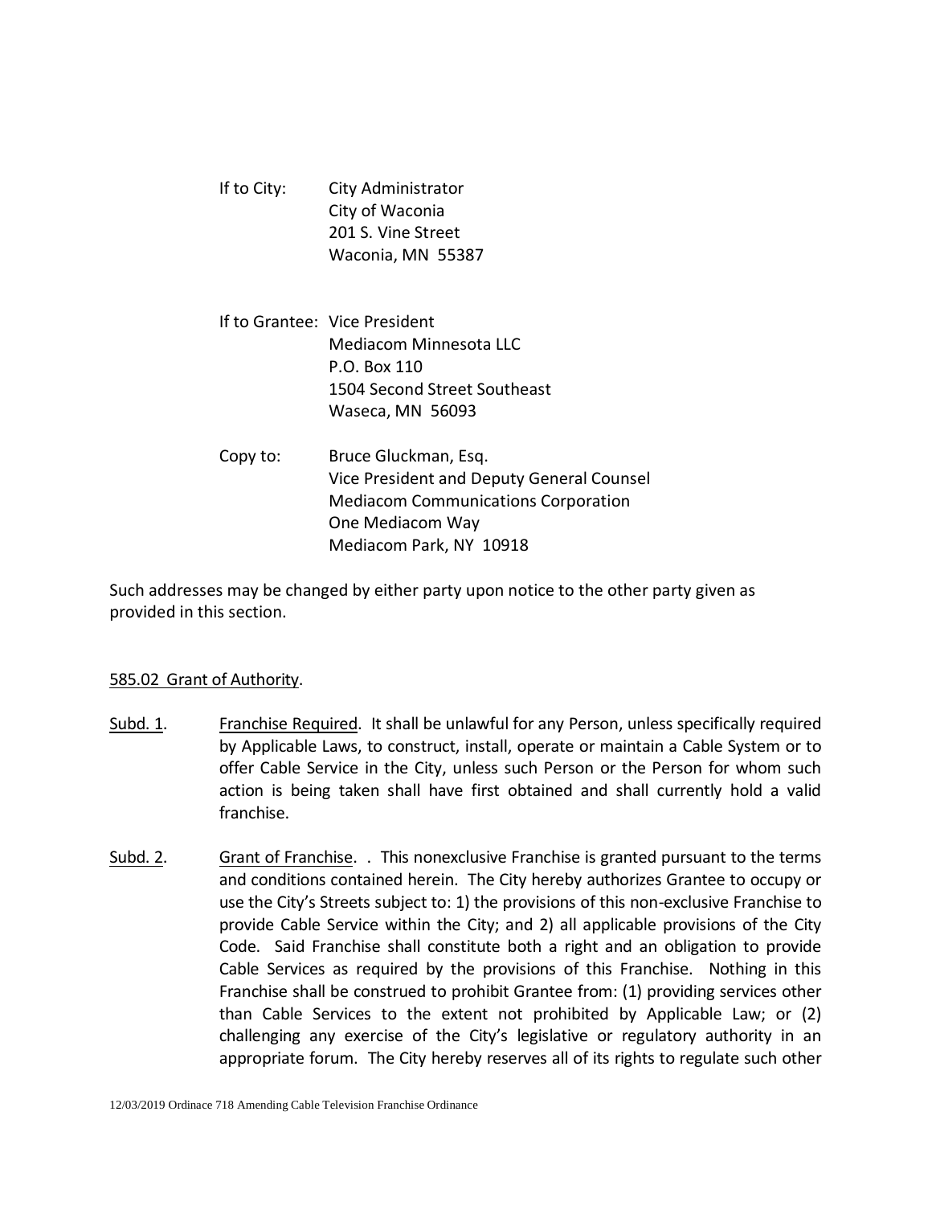If to City: City Administrator
City of Waconia
201 S. Vine Street
Waconia, MN 55387

If to Grantee: Vice President
Mediacom Minnesota LLC
P.O. Box 110
1504 Second Street Southeast
Waseca, MN 56093

Copy to: Bruce Gluckman, Esq.
Vice President and Deputy General Counsel
Mediacom Communications Corporation
One Mediacom Way
Mediacom Park, NY 10918

Such addresses may be changed by either party upon notice to the other party given as provided in this section.

585.02 Grant of Authority.

Subd. 1. Franchise Required. It shall be unlawful for any Person, unless specifically required by Applicable Laws, to construct, install, operate or maintain a Cable System or to offer Cable Service in the City, unless such Person or the Person for whom such action is being taken shall have first obtained and shall currently hold a valid franchise.

Subd. 2. Grant of Franchise. . This nonexclusive Franchise is granted pursuant to the terms and conditions contained herein. The City hereby authorizes Grantee to occupy or use the City's Streets subject to: 1) the provisions of this non-exclusive Franchise to provide Cable Service within the City; and 2) all applicable provisions of the City Code. Said Franchise shall constitute both a right and an obligation to provide Cable Services as required by the provisions of this Franchise. Nothing in this Franchise shall be construed to prohibit Grantee from: (1) providing services other than Cable Services to the extent not prohibited by Applicable Law; or (2) challenging any exercise of the City's legislative or regulatory authority in an appropriate forum. The City hereby reserves all of its rights to regulate such other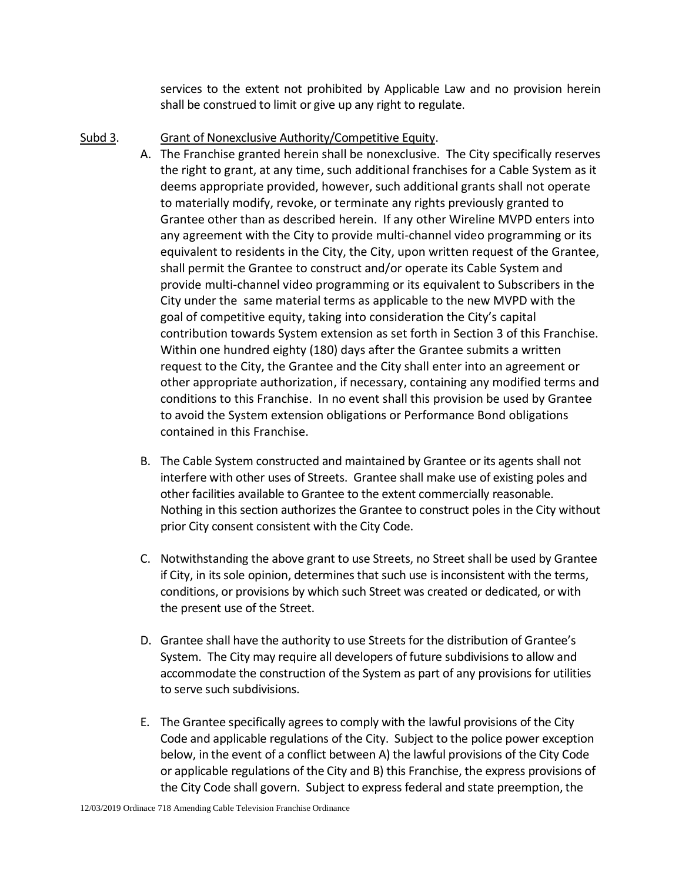services to the extent not prohibited by Applicable Law and no provision herein shall be construed to limit or give up any right to regulate.

Subd 3. Grant of Nonexclusive Authority/Competitive Equity.

A. The Franchise granted herein shall be nonexclusive. The City specifically reserves the right to grant, at any time, such additional franchises for a Cable System as it deems appropriate provided, however, such additional grants shall not operate to materially modify, revoke, or terminate any rights previously granted to Grantee other than as described herein. If any other Wireline MVPD enters into any agreement with the City to provide multi-channel video programming or its equivalent to residents in the City, the City, upon written request of the Grantee, shall permit the Grantee to construct and/or operate its Cable System and provide multi-channel video programming or its equivalent to Subscribers in the City under the same material terms as applicable to the new MVPD with the goal of competitive equity, taking into consideration the City's capital contribution towards System extension as set forth in Section 3 of this Franchise. Within one hundred eighty (180) days after the Grantee submits a written request to the City, the Grantee and the City shall enter into an agreement or other appropriate authorization, if necessary, containing any modified terms and conditions to this Franchise. In no event shall this provision be used by Grantee to avoid the System extension obligations or Performance Bond obligations contained in this Franchise.

B. The Cable System constructed and maintained by Grantee or its agents shall not interfere with other uses of Streets. Grantee shall make use of existing poles and other facilities available to Grantee to the extent commercially reasonable. Nothing in this section authorizes the Grantee to construct poles in the City without prior City consent consistent with the City Code.

C. Notwithstanding the above grant to use Streets, no Street shall be used by Grantee if City, in its sole opinion, determines that such use is inconsistent with the terms, conditions, or provisions by which such Street was created or dedicated, or with the present use of the Street.

D. Grantee shall have the authority to use Streets for the distribution of Grantee's System. The City may require all developers of future subdivisions to allow and accommodate the construction of the System as part of any provisions for utilities to serve such subdivisions.

E. The Grantee specifically agrees to comply with the lawful provisions of the City Code and applicable regulations of the City. Subject to the police power exception below, in the event of a conflict between A) the lawful provisions of the City Code or applicable regulations of the City and B) this Franchise, the express provisions of the City Code shall govern. Subject to express federal and state preemption, the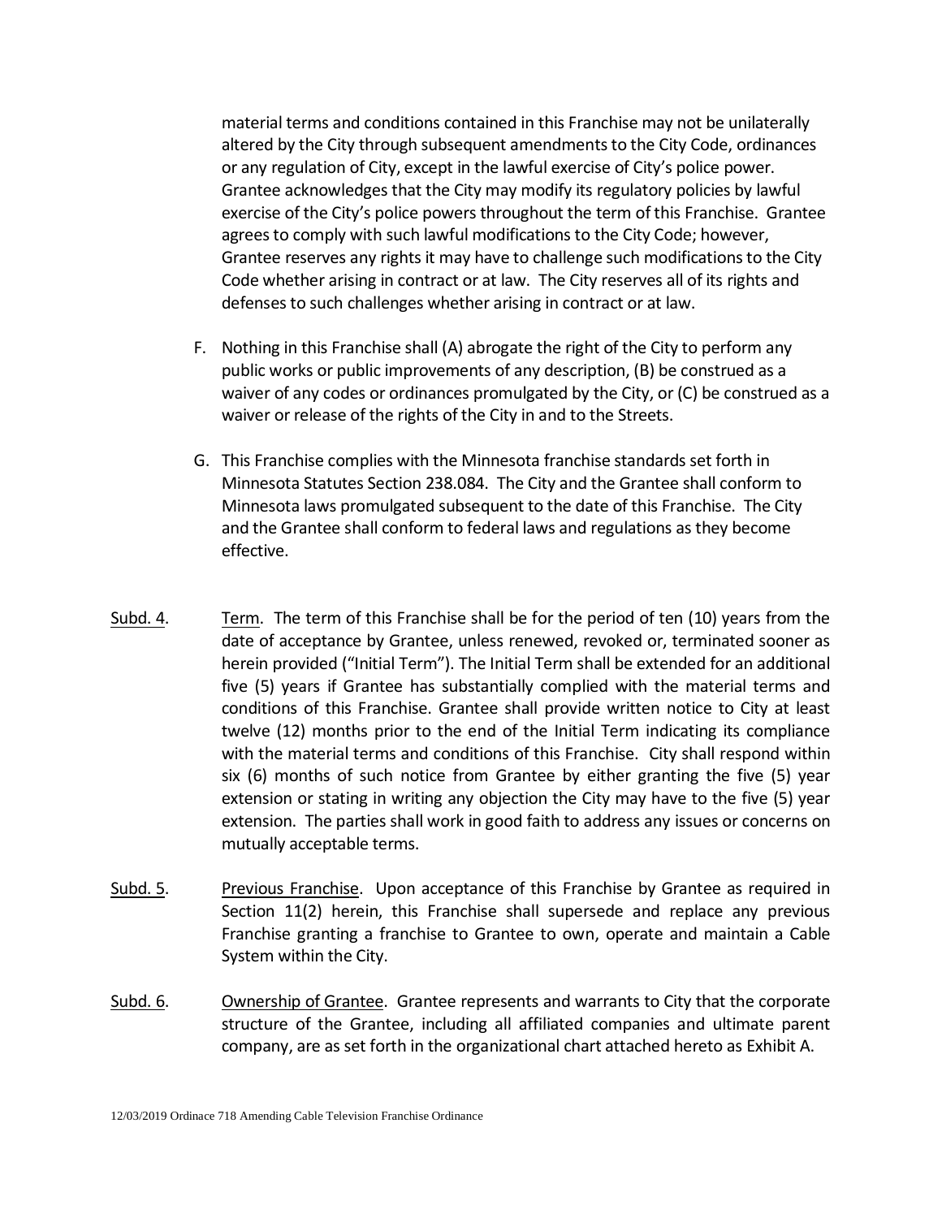material terms and conditions contained in this Franchise may not be unilaterally altered by the City through subsequent amendments to the City Code, ordinances or any regulation of City, except in the lawful exercise of City's police power. Grantee acknowledges that the City may modify its regulatory policies by lawful exercise of the City's police powers throughout the term of this Franchise. Grantee agrees to comply with such lawful modifications to the City Code; however, Grantee reserves any rights it may have to challenge such modifications to the City Code whether arising in contract or at law. The City reserves all of its rights and defenses to such challenges whether arising in contract or at law.

F. Nothing in this Franchise shall (A) abrogate the right of the City to perform any public works or public improvements of any description, (B) be construed as a waiver of any codes or ordinances promulgated by the City, or (C) be construed as a waiver or release of the rights of the City in and to the Streets.

G. This Franchise complies with the Minnesota franchise standards set forth in Minnesota Statutes Section 238.084. The City and the Grantee shall conform to Minnesota laws promulgated subsequent to the date of this Franchise. The City and the Grantee shall conform to federal laws and regulations as they become effective.

<u>Subd. 4</u>. <u>Term</u>. The term of this Franchise shall be for the period of ten (10) years from the date of acceptance by Grantee, unless renewed, revoked or, terminated sooner as herein provided ("Initial Term"). The Initial Term shall be extended for an additional five (5) years if Grantee has substantially complied with the material terms and conditions of this Franchise. Grantee shall provide written notice to City at least twelve (12) months prior to the end of the Initial Term indicating its compliance with the material terms and conditions of this Franchise. City shall respond within six (6) months of such notice from Grantee by either granting the five (5) year extension or stating in writing any objection the City may have to the five (5) year extension. The parties shall work in good faith to address any issues or concerns on mutually acceptable terms.

<u>Subd. 5</u>. <u>Previous Franchise</u>. Upon acceptance of this Franchise by Grantee as required in Section 11(2) herein, this Franchise shall supersede and replace any previous Franchise granting a franchise to Grantee to own, operate and maintain a Cable System within the City.

<u>Subd. 6</u>. <u>Ownership of Grantee</u>. Grantee represents and warrants to City that the corporate structure of the Grantee, including all affiliated companies and ultimate parent company, are as set forth in the organizational chart attached hereto as Exhibit A.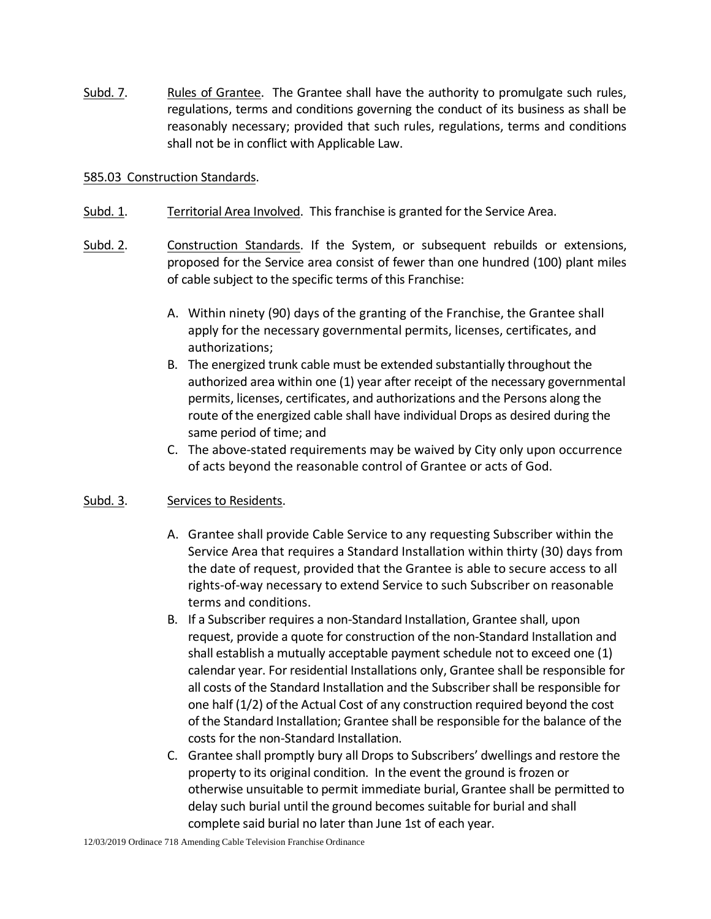Subd. 7. Rules of Grantee. The Grantee shall have the authority to promulgate such rules, regulations, terms and conditions governing the conduct of its business as shall be reasonably necessary; provided that such rules, regulations, terms and conditions shall not be in conflict with Applicable Law.

585.03 Construction Standards.

Subd. 1. Territorial Area Involved. This franchise is granted for the Service Area.

Subd. 2. Construction Standards. If the System, or subsequent rebuilds or extensions, proposed for the Service area consist of fewer than one hundred (100) plant miles of cable subject to the specific terms of this Franchise:

A. Within ninety (90) days of the granting of the Franchise, the Grantee shall apply for the necessary governmental permits, licenses, certificates, and authorizations;
B. The energized trunk cable must be extended substantially throughout the authorized area within one (1) year after receipt of the necessary governmental permits, licenses, certificates, and authorizations and the Persons along the route of the energized cable shall have individual Drops as desired during the same period of time; and
C. The above-stated requirements may be waived by City only upon occurrence of acts beyond the reasonable control of Grantee or acts of God.

Subd. 3. Services to Residents.

A. Grantee shall provide Cable Service to any requesting Subscriber within the Service Area that requires a Standard Installation within thirty (30) days from the date of request, provided that the Grantee is able to secure access to all rights-of-way necessary to extend Service to such Subscriber on reasonable terms and conditions.
B. If a Subscriber requires a non-Standard Installation, Grantee shall, upon request, provide a quote for construction of the non-Standard Installation and shall establish a mutually acceptable payment schedule not to exceed one (1) calendar year. For residential Installations only, Grantee shall be responsible for all costs of the Standard Installation and the Subscriber shall be responsible for one half (1/2) of the Actual Cost of any construction required beyond the cost of the Standard Installation; Grantee shall be responsible for the balance of the costs for the non-Standard Installation.
C. Grantee shall promptly bury all Drops to Subscribers' dwellings and restore the property to its original condition. In the event the ground is frozen or otherwise unsuitable to permit immediate burial, Grantee shall be permitted to delay such burial until the ground becomes suitable for burial and shall complete said burial no later than June 1st of each year.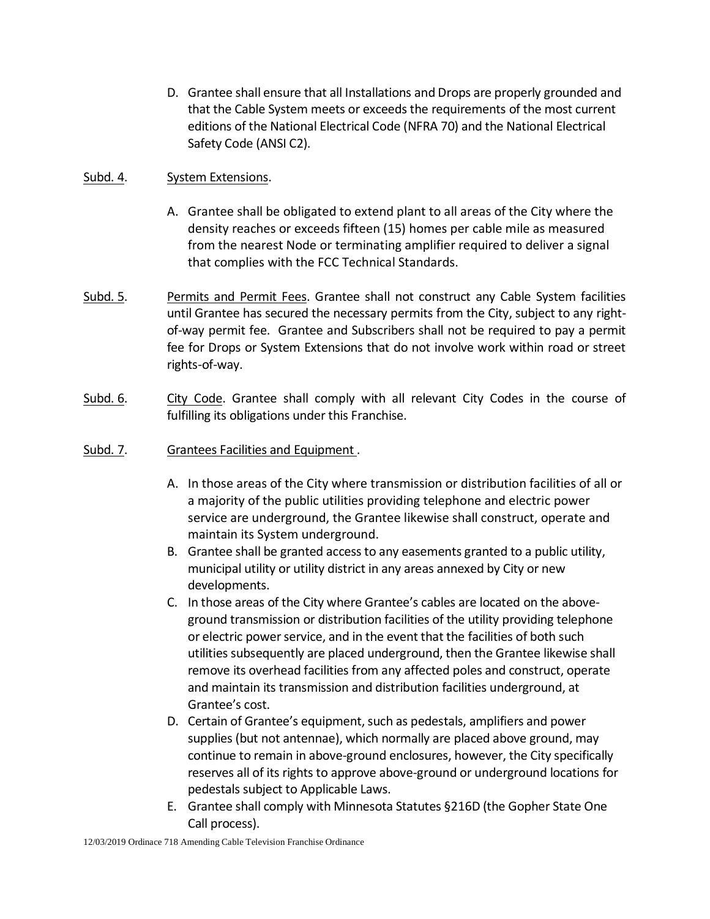D. Grantee shall ensure that all Installations and Drops are properly grounded and that the Cable System meets or exceeds the requirements of the most current editions of the National Electrical Code (NFRA 70) and the National Electrical Safety Code (ANSI C2).

Subd. 4. System Extensions.

A. Grantee shall be obligated to extend plant to all areas of the City where the density reaches or exceeds fifteen (15) homes per cable mile as measured from the nearest Node or terminating amplifier required to deliver a signal that complies with the FCC Technical Standards.

Subd. 5. Permits and Permit Fees. Grantee shall not construct any Cable System facilities until Grantee has secured the necessary permits from the City, subject to any right-of-way permit fee. Grantee and Subscribers shall not be required to pay a permit fee for Drops or System Extensions that do not involve work within road or street rights-of-way.

Subd. 6. City Code. Grantee shall comply with all relevant City Codes in the course of fulfilling its obligations under this Franchise.

Subd. 7. Grantees Facilities and Equipment .

A. In those areas of the City where transmission or distribution facilities of all or a majority of the public utilities providing telephone and electric power service are underground, the Grantee likewise shall construct, operate and maintain its System underground.
B. Grantee shall be granted access to any easements granted to a public utility, municipal utility or utility district in any areas annexed by City or new developments.
C. In those areas of the City where Grantee's cables are located on the above-ground transmission or distribution facilities of the utility providing telephone or electric power service, and in the event that the facilities of both such utilities subsequently are placed underground, then the Grantee likewise shall remove its overhead facilities from any affected poles and construct, operate and maintain its transmission and distribution facilities underground, at Grantee's cost.
D. Certain of Grantee's equipment, such as pedestals, amplifiers and power supplies (but not antennae), which normally are placed above ground, may continue to remain in above-ground enclosures, however, the City specifically reserves all of its rights to approve above-ground or underground locations for pedestals subject to Applicable Laws.
E. Grantee shall comply with Minnesota Statutes §216D (the Gopher State One Call process).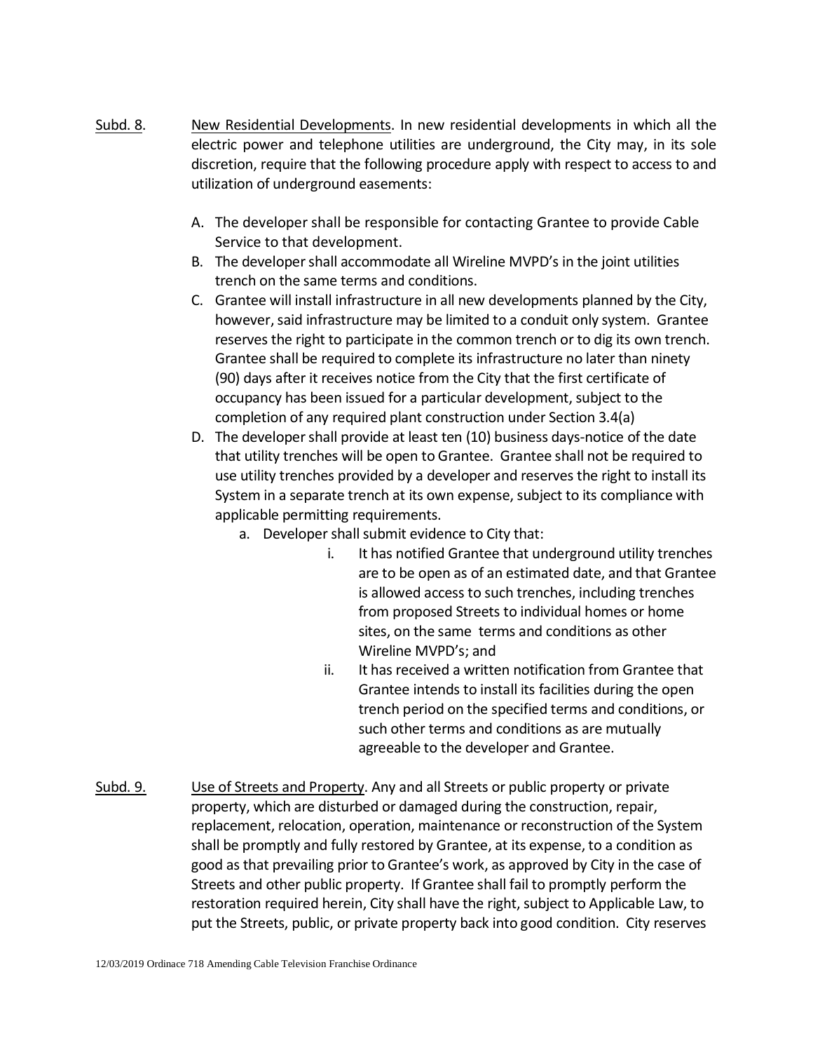Subd. 8. New Residential Developments. In new residential developments in which all the electric power and telephone utilities are underground, the City may, in its sole discretion, require that the following procedure apply with respect to access to and utilization of underground easements:

A. The developer shall be responsible for contacting Grantee to provide Cable Service to that development.
B. The developer shall accommodate all Wireline MVPD's in the joint utilities trench on the same terms and conditions.
C. Grantee will install infrastructure in all new developments planned by the City, however, said infrastructure may be limited to a conduit only system. Grantee reserves the right to participate in the common trench or to dig its own trench. Grantee shall be required to complete its infrastructure no later than ninety (90) days after it receives notice from the City that the first certificate of occupancy has been issued for a particular development, subject to the completion of any required plant construction under Section 3.4(a)
D. The developer shall provide at least ten (10) business days-notice of the date that utility trenches will be open to Grantee. Grantee shall not be required to use utility trenches provided by a developer and reserves the right to install its System in a separate trench at its own expense, subject to its compliance with applicable permitting requirements.
   a. Developer shall submit evidence to City that:
      i. It has notified Grantee that underground utility trenches are to be open as of an estimated date, and that Grantee is allowed access to such trenches, including trenches from proposed Streets to individual homes or home sites, on the same terms and conditions as other Wireline MVPD's; and
      ii. It has received a written notification from Grantee that Grantee intends to install its facilities during the open trench period on the specified terms and conditions, or such other terms and conditions as are mutually agreeable to the developer and Grantee.

Subd. 9. Use of Streets and Property. Any and all Streets or public property or private property, which are disturbed or damaged during the construction, repair, replacement, relocation, operation, maintenance or reconstruction of the System shall be promptly and fully restored by Grantee, at its expense, to a condition as good as that prevailing prior to Grantee's work, as approved by City in the case of Streets and other public property. If Grantee shall fail to promptly perform the restoration required herein, City shall have the right, subject to Applicable Law, to put the Streets, public, or private property back into good condition. City reserves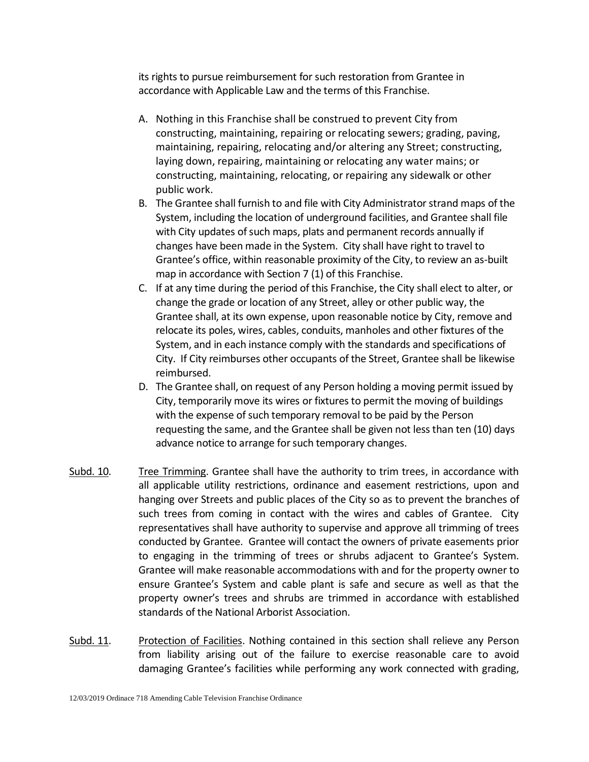its rights to pursue reimbursement for such restoration from Grantee in accordance with Applicable Law and the terms of this Franchise.

A. Nothing in this Franchise shall be construed to prevent City from constructing, maintaining, repairing or relocating sewers; grading, paving, maintaining, repairing, relocating and/or altering any Street; constructing, laying down, repairing, maintaining or relocating any water mains; or constructing, maintaining, relocating, or repairing any sidewalk or other public work.
B. The Grantee shall furnish to and file with City Administrator strand maps of the System, including the location of underground facilities, and Grantee shall file with City updates of such maps, plats and permanent records annually if changes have been made in the System. City shall have right to travel to Grantee's office, within reasonable proximity of the City, to review an as-built map in accordance with Section 7 (1) of this Franchise.
C. If at any time during the period of this Franchise, the City shall elect to alter, or change the grade or location of any Street, alley or other public way, the Grantee shall, at its own expense, upon reasonable notice by City, remove and relocate its poles, wires, cables, conduits, manholes and other fixtures of the System, and in each instance comply with the standards and specifications of City. If City reimburses other occupants of the Street, Grantee shall be likewise reimbursed.
D. The Grantee shall, on request of any Person holding a moving permit issued by City, temporarily move its wires or fixtures to permit the moving of buildings with the expense of such temporary removal to be paid by the Person requesting the same, and the Grantee shall be given not less than ten (10) days advance notice to arrange for such temporary changes.

Subd. 10. Tree Trimming. Grantee shall have the authority to trim trees, in accordance with all applicable utility restrictions, ordinance and easement restrictions, upon and hanging over Streets and public places of the City so as to prevent the branches of such trees from coming in contact with the wires and cables of Grantee. City representatives shall have authority to supervise and approve all trimming of trees conducted by Grantee. Grantee will contact the owners of private easements prior to engaging in the trimming of trees or shrubs adjacent to Grantee's System. Grantee will make reasonable accommodations with and for the property owner to ensure Grantee's System and cable plant is safe and secure as well as that the property owner's trees and shrubs are trimmed in accordance with established standards of the National Arborist Association.

Subd. 11. Protection of Facilities. Nothing contained in this section shall relieve any Person from liability arising out of the failure to exercise reasonable care to avoid damaging Grantee's facilities while performing any work connected with grading,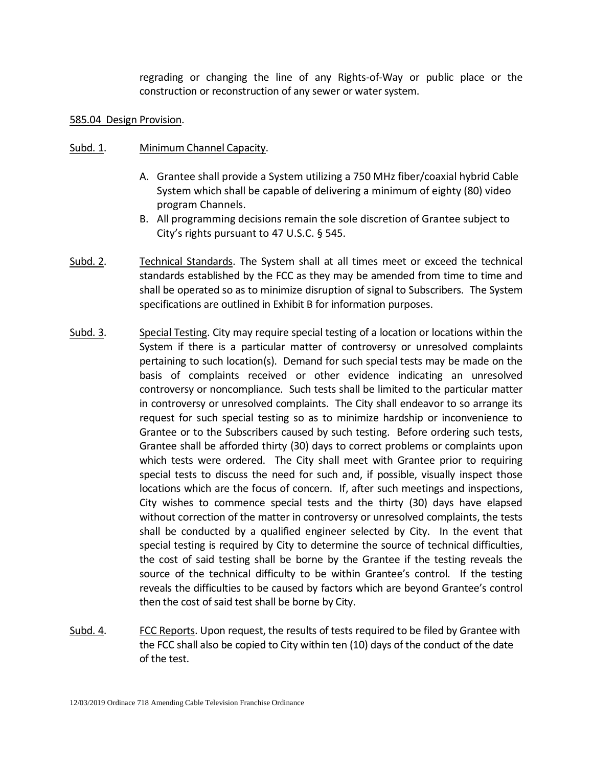regrading or changing the line of any Rights-of-Way or public place or the construction or reconstruction of any sewer or water system.

585.04 Design Provision.

Subd. 1. Minimum Channel Capacity.

A. Grantee shall provide a System utilizing a 750 MHz fiber/coaxial hybrid Cable System which shall be capable of delivering a minimum of eighty (80) video program Channels.

B. All programming decisions remain the sole discretion of Grantee subject to City's rights pursuant to 47 U.S.C. § 545.

Subd. 2. Technical Standards. The System shall at all times meet or exceed the technical standards established by the FCC as they may be amended from time to time and shall be operated so as to minimize disruption of signal to Subscribers. The System specifications are outlined in Exhibit B for information purposes.

Subd. 3. Special Testing. City may require special testing of a location or locations within the System if there is a particular matter of controversy or unresolved complaints pertaining to such location(s). Demand for such special tests may be made on the basis of complaints received or other evidence indicating an unresolved controversy or noncompliance. Such tests shall be limited to the particular matter in controversy or unresolved complaints. The City shall endeavor to so arrange its request for such special testing so as to minimize hardship or inconvenience to Grantee or to the Subscribers caused by such testing. Before ordering such tests, Grantee shall be afforded thirty (30) days to correct problems or complaints upon which tests were ordered. The City shall meet with Grantee prior to requiring special tests to discuss the need for such and, if possible, visually inspect those locations which are the focus of concern. If, after such meetings and inspections, City wishes to commence special tests and the thirty (30) days have elapsed without correction of the matter in controversy or unresolved complaints, the tests shall be conducted by a qualified engineer selected by City. In the event that special testing is required by City to determine the source of technical difficulties, the cost of said testing shall be borne by the Grantee if the testing reveals the source of the technical difficulty to be within Grantee's control. If the testing reveals the difficulties to be caused by factors which are beyond Grantee's control then the cost of said test shall be borne by City.

Subd. 4. FCC Reports. Upon request, the results of tests required to be filed by Grantee with the FCC shall also be copied to City within ten (10) days of the conduct of the date of the test.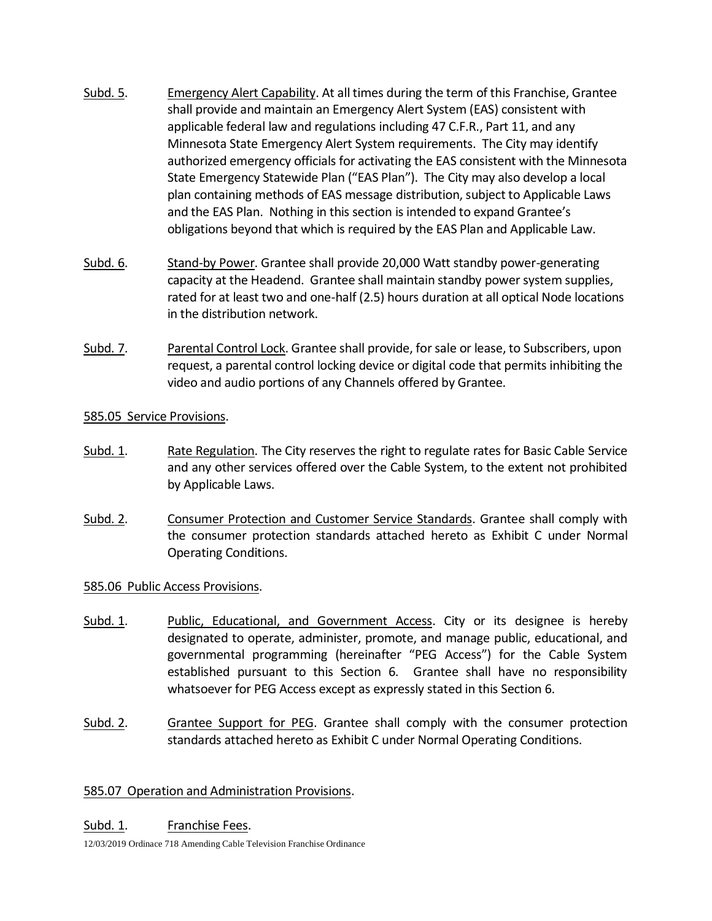Subd. 5. Emergency Alert Capability. At all times during the term of this Franchise, Grantee shall provide and maintain an Emergency Alert System (EAS) consistent with applicable federal law and regulations including 47 C.F.R., Part 11, and any Minnesota State Emergency Alert System requirements. The City may identify authorized emergency officials for activating the EAS consistent with the Minnesota State Emergency Statewide Plan ("EAS Plan"). The City may also develop a local plan containing methods of EAS message distribution, subject to Applicable Laws and the EAS Plan. Nothing in this section is intended to expand Grantee's obligations beyond that which is required by the EAS Plan and Applicable Law.

Subd. 6. Stand-by Power. Grantee shall provide 20,000 Watt standby power-generating capacity at the Headend. Grantee shall maintain standby power system supplies, rated for at least two and one-half (2.5) hours duration at all optical Node locations in the distribution network.

Subd. 7. Parental Control Lock. Grantee shall provide, for sale or lease, to Subscribers, upon request, a parental control locking device or digital code that permits inhibiting the video and audio portions of any Channels offered by Grantee.

585.05 Service Provisions.

Subd. 1. Rate Regulation. The City reserves the right to regulate rates for Basic Cable Service and any other services offered over the Cable System, to the extent not prohibited by Applicable Laws.

Subd. 2. Consumer Protection and Customer Service Standards. Grantee shall comply with the consumer protection standards attached hereto as Exhibit C under Normal Operating Conditions.

585.06 Public Access Provisions.

Subd. 1. Public, Educational, and Government Access. City or its designee is hereby designated to operate, administer, promote, and manage public, educational, and governmental programming (hereinafter "PEG Access") for the Cable System established pursuant to this Section 6. Grantee shall have no responsibility whatsoever for PEG Access except as expressly stated in this Section 6.

Subd. 2. Grantee Support for PEG. Grantee shall comply with the consumer protection standards attached hereto as Exhibit C under Normal Operating Conditions.

585.07 Operation and Administration Provisions.

Subd. 1. Franchise Fees.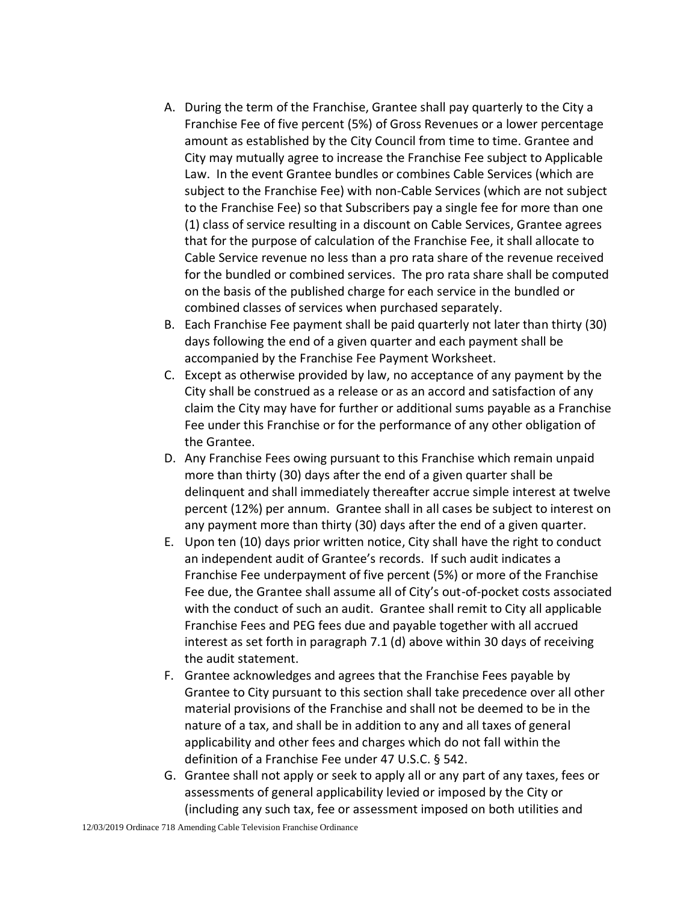A. During the term of the Franchise, Grantee shall pay quarterly to the City a Franchise Fee of five percent (5%) of Gross Revenues or a lower percentage amount as established by the City Council from time to time. Grantee and City may mutually agree to increase the Franchise Fee subject to Applicable Law. In the event Grantee bundles or combines Cable Services (which are subject to the Franchise Fee) with non-Cable Services (which are not subject to the Franchise Fee) so that Subscribers pay a single fee for more than one (1) class of service resulting in a discount on Cable Services, Grantee agrees that for the purpose of calculation of the Franchise Fee, it shall allocate to Cable Service revenue no less than a pro rata share of the revenue received for the bundled or combined services. The pro rata share shall be computed on the basis of the published charge for each service in the bundled or combined classes of services when purchased separately.
B. Each Franchise Fee payment shall be paid quarterly not later than thirty (30) days following the end of a given quarter and each payment shall be accompanied by the Franchise Fee Payment Worksheet.
C. Except as otherwise provided by law, no acceptance of any payment by the City shall be construed as a release or as an accord and satisfaction of any claim the City may have for further or additional sums payable as a Franchise Fee under this Franchise or for the performance of any other obligation of the Grantee.
D. Any Franchise Fees owing pursuant to this Franchise which remain unpaid more than thirty (30) days after the end of a given quarter shall be delinquent and shall immediately thereafter accrue simple interest at twelve percent (12%) per annum. Grantee shall in all cases be subject to interest on any payment more than thirty (30) days after the end of a given quarter.
E. Upon ten (10) days prior written notice, City shall have the right to conduct an independent audit of Grantee's records. If such audit indicates a Franchise Fee underpayment of five percent (5%) or more of the Franchise Fee due, the Grantee shall assume all of City's out-of-pocket costs associated with the conduct of such an audit. Grantee shall remit to City all applicable Franchise Fees and PEG fees due and payable together with all accrued interest as set forth in paragraph 7.1 (d) above within 30 days of receiving the audit statement.
F. Grantee acknowledges and agrees that the Franchise Fees payable by Grantee to City pursuant to this section shall take precedence over all other material provisions of the Franchise and shall not be deemed to be in the nature of a tax, and shall be in addition to any and all taxes of general applicability and other fees and charges which do not fall within the definition of a Franchise Fee under 47 U.S.C. § 542.
G. Grantee shall not apply or seek to apply all or any part of any taxes, fees or assessments of general applicability levied or imposed by the City or (including any such tax, fee or assessment imposed on both utilities and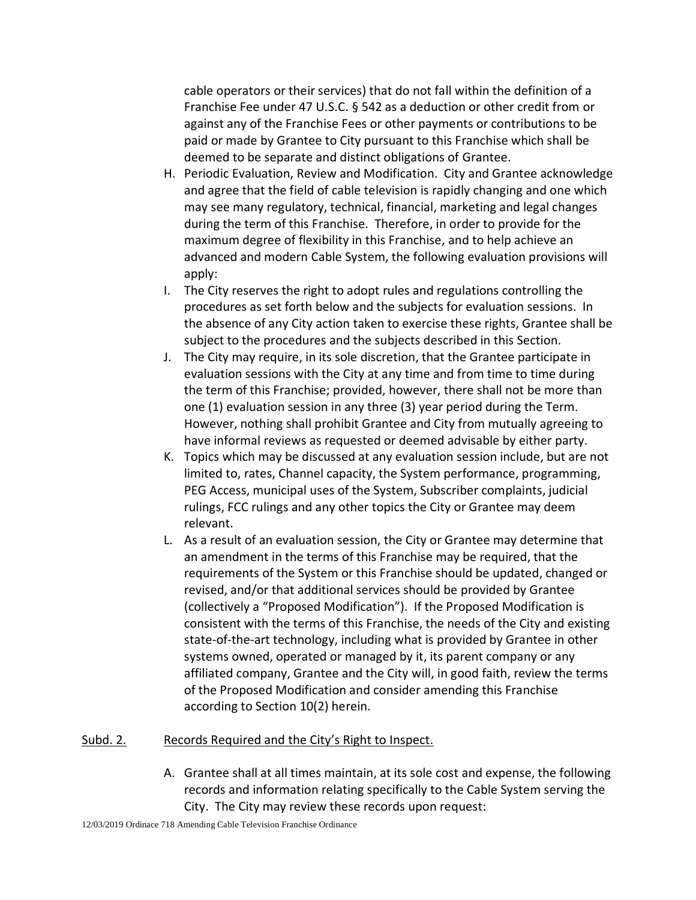cable operators or their services) that do not fall within the definition of a Franchise Fee under 47 U.S.C. § 542 as a deduction or other credit from or against any of the Franchise Fees or other payments or contributions to be paid or made by Grantee to City pursuant to this Franchise which shall be deemed to be separate and distinct obligations of Grantee.

H. Periodic Evaluation, Review and Modification. City and Grantee acknowledge and agree that the field of cable television is rapidly changing and one which may see many regulatory, technical, financial, marketing and legal changes during the term of this Franchise. Therefore, in order to provide for the maximum degree of flexibility in this Franchise, and to help achieve an advanced and modern Cable System, the following evaluation provisions will apply:

I. The City reserves the right to adopt rules and regulations controlling the procedures as set forth below and the subjects for evaluation sessions. In the absence of any City action taken to exercise these rights, Grantee shall be subject to the procedures and the subjects described in this Section.

J. The City may require, in its sole discretion, that the Grantee participate in evaluation sessions with the City at any time and from time to time during the term of this Franchise; provided, however, there shall not be more than one (1) evaluation session in any three (3) year period during the Term. However, nothing shall prohibit Grantee and City from mutually agreeing to have informal reviews as requested or deemed advisable by either party.

K. Topics which may be discussed at any evaluation session include, but are not limited to, rates, Channel capacity, the System performance, programming, PEG Access, municipal uses of the System, Subscriber complaints, judicial rulings, FCC rulings and any other topics the City or Grantee may deem relevant.

L. As a result of an evaluation session, the City or Grantee may determine that an amendment in the terms of this Franchise may be required, that the requirements of the System or this Franchise should be updated, changed or revised, and/or that additional services should be provided by Grantee (collectively a "Proposed Modification"). If the Proposed Modification is consistent with the terms of this Franchise, the needs of the City and existing state-of-the-art technology, including what is provided by Grantee in other systems owned, operated or managed by it, its parent company or any affiliated company, Grantee and the City will, in good faith, review the terms of the Proposed Modification and consider amending this Franchise according to Section 10(2) herein.

Subd. 2. Records Required and the City's Right to Inspect.

A. Grantee shall at all times maintain, at its sole cost and expense, the following records and information relating specifically to the Cable System serving the City. The City may review these records upon request: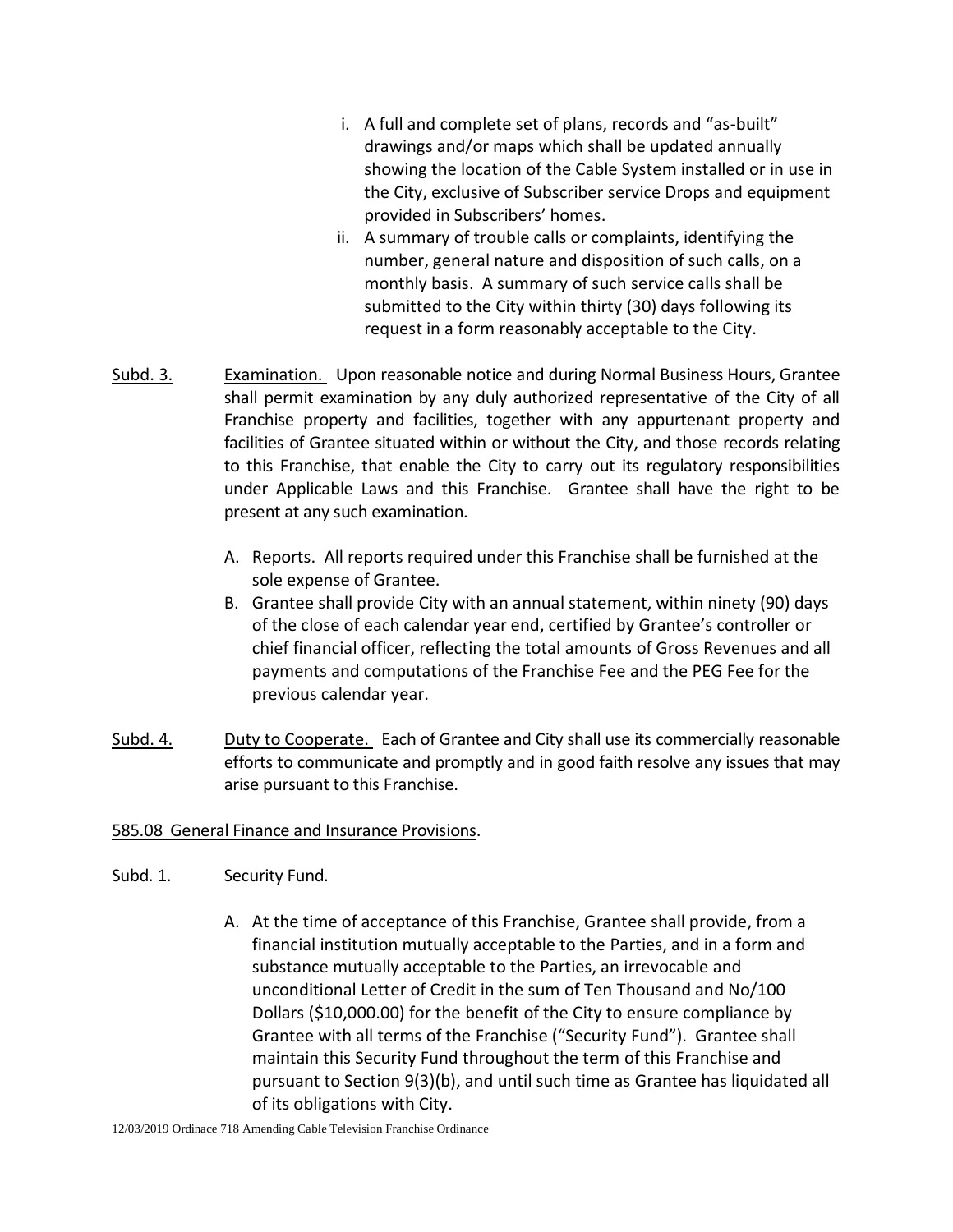i. A full and complete set of plans, records and "as-built" drawings and/or maps which shall be updated annually showing the location of the Cable System installed or in use in the City, exclusive of Subscriber service Drops and equipment provided in Subscribers' homes.

ii. A summary of trouble calls or complaints, identifying the number, general nature and disposition of such calls, on a monthly basis. A summary of such service calls shall be submitted to the City within thirty (30) days following its request in a form reasonably acceptable to the City.

Subd. 3. Examination. Upon reasonable notice and during Normal Business Hours, Grantee shall permit examination by any duly authorized representative of the City of all Franchise property and facilities, together with any appurtenant property and facilities of Grantee situated within or without the City, and those records relating to this Franchise, that enable the City to carry out its regulatory responsibilities under Applicable Laws and this Franchise. Grantee shall have the right to be present at any such examination.

A. Reports. All reports required under this Franchise shall be furnished at the sole expense of Grantee.

B. Grantee shall provide City with an annual statement, within ninety (90) days of the close of each calendar year end, certified by Grantee's controller or chief financial officer, reflecting the total amounts of Gross Revenues and all payments and computations of the Franchise Fee and the PEG Fee for the previous calendar year.

Subd. 4. Duty to Cooperate. Each of Grantee and City shall use its commercially reasonable efforts to communicate and promptly and in good faith resolve any issues that may arise pursuant to this Franchise.

585.08 General Finance and Insurance Provisions.

Subd. 1. Security Fund.

A. At the time of acceptance of this Franchise, Grantee shall provide, from a financial institution mutually acceptable to the Parties, and in a form and substance mutually acceptable to the Parties, an irrevocable and unconditional Letter of Credit in the sum of Ten Thousand and No/100 Dollars ($10,000.00) for the benefit of the City to ensure compliance by Grantee with all terms of the Franchise ("Security Fund"). Grantee shall maintain this Security Fund throughout the term of this Franchise and pursuant to Section 9(3)(b), and until such time as Grantee has liquidated all of its obligations with City.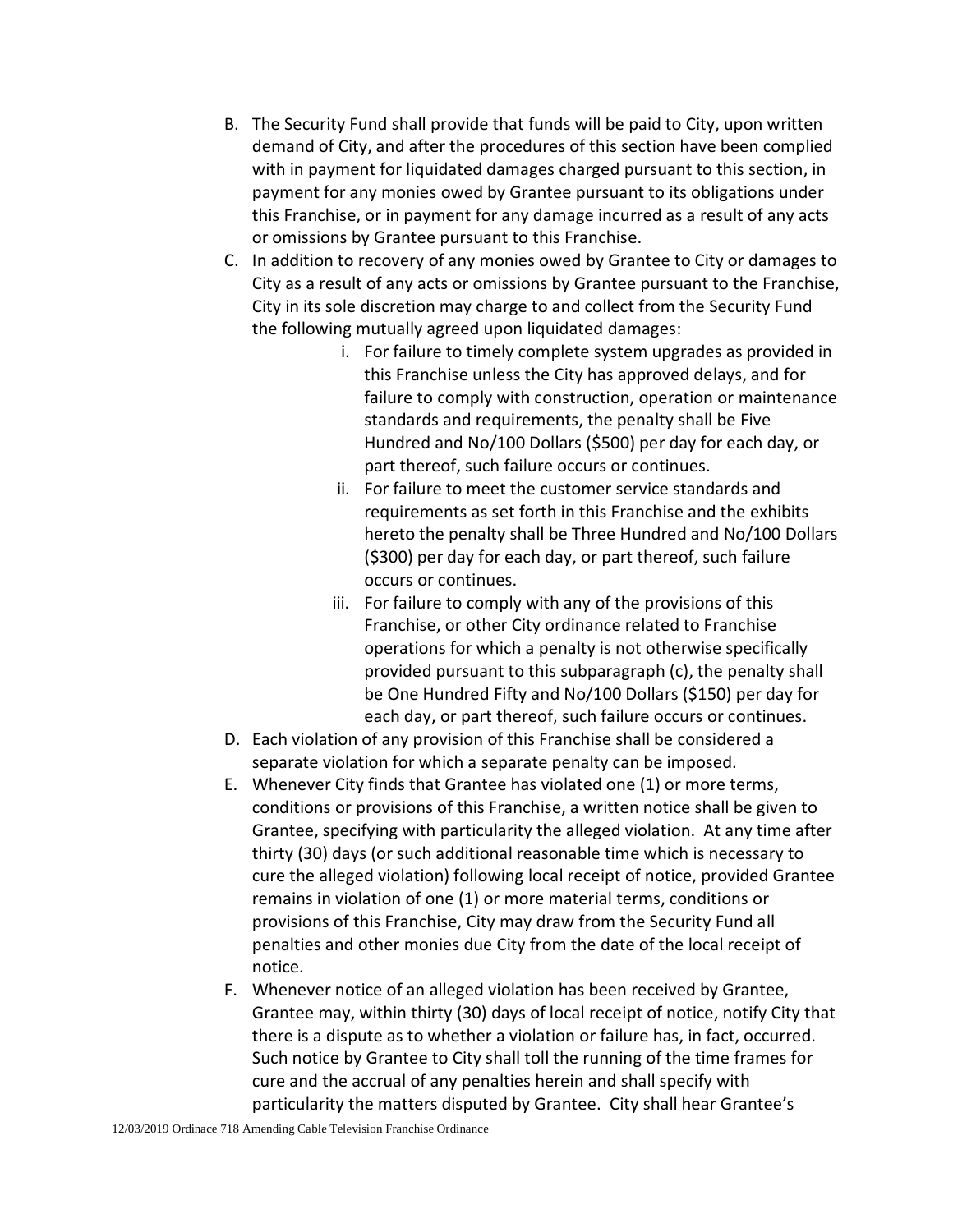B. The Security Fund shall provide that funds will be paid to City, upon written demand of City, and after the procedures of this section have been complied with in payment for liquidated damages charged pursuant to this section, in payment for any monies owed by Grantee pursuant to its obligations under this Franchise, or in payment for any damage incurred as a result of any acts or omissions by Grantee pursuant to this Franchise.

C. In addition to recovery of any monies owed by Grantee to City or damages to City as a result of any acts or omissions by Grantee pursuant to the Franchise, City in its sole discretion may charge to and collect from the Security Fund the following mutually agreed upon liquidated damages:

   i. For failure to timely complete system upgrades as provided in this Franchise unless the City has approved delays, and for failure to comply with construction, operation or maintenance standards and requirements, the penalty shall be Five Hundred and No/100 Dollars ($500) per day for each day, or part thereof, such failure occurs or continues.

   ii. For failure to meet the customer service standards and requirements as set forth in this Franchise and the exhibits hereto the penalty shall be Three Hundred and No/100 Dollars ($300) per day for each day, or part thereof, such failure occurs or continues.

   iii. For failure to comply with any of the provisions of this Franchise, or other City ordinance related to Franchise operations for which a penalty is not otherwise specifically provided pursuant to this subparagraph (c), the penalty shall be One Hundred Fifty and No/100 Dollars ($150) per day for each day, or part thereof, such failure occurs or continues.

D. Each violation of any provision of this Franchise shall be considered a separate violation for which a separate penalty can be imposed.

E. Whenever City finds that Grantee has violated one (1) or more terms, conditions or provisions of this Franchise, a written notice shall be given to Grantee, specifying with particularity the alleged violation. At any time after thirty (30) days (or such additional reasonable time which is necessary to cure the alleged violation) following local receipt of notice, provided Grantee remains in violation of one (1) or more material terms, conditions or provisions of this Franchise, City may draw from the Security Fund all penalties and other monies due City from the date of the local receipt of notice.

F. Whenever notice of an alleged violation has been received by Grantee, Grantee may, within thirty (30) days of local receipt of notice, notify City that there is a dispute as to whether a violation or failure has, in fact, occurred. Such notice by Grantee to City shall toll the running of the time frames for cure and the accrual of any penalties herein and shall specify with particularity the matters disputed by Grantee. City shall hear Grantee's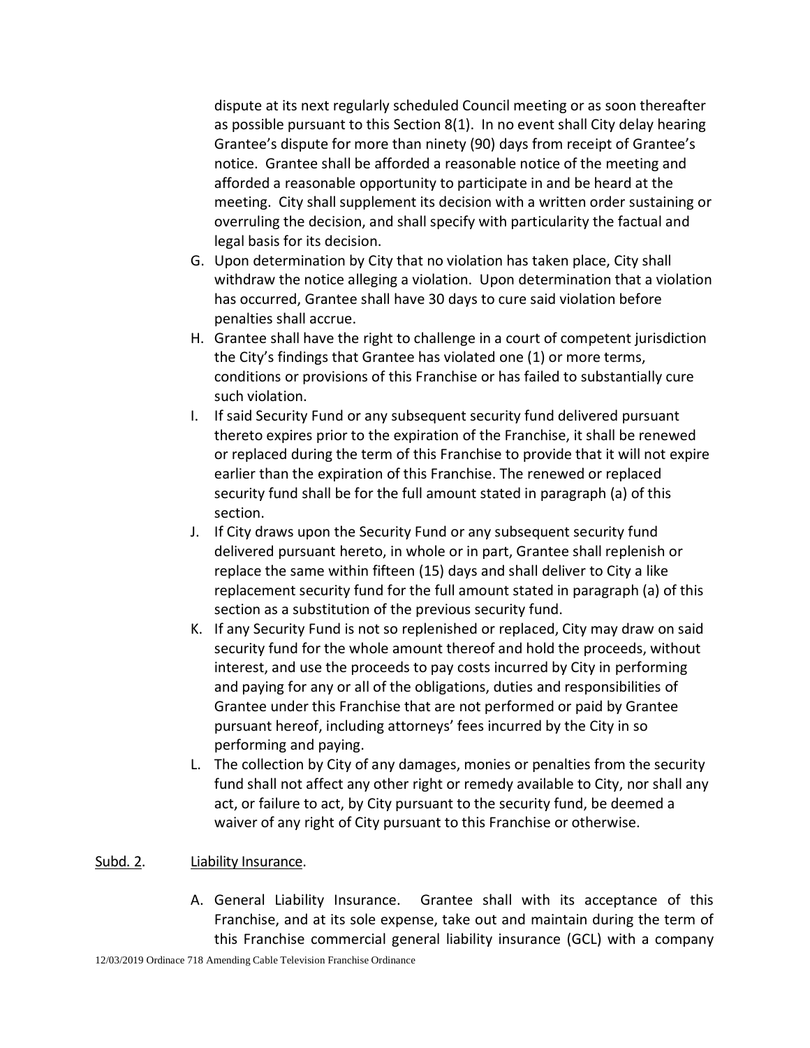dispute at its next regularly scheduled Council meeting or as soon thereafter as possible pursuant to this Section 8(1). In no event shall City delay hearing Grantee's dispute for more than ninety (90) days from receipt of Grantee's notice. Grantee shall be afforded a reasonable notice of the meeting and afforded a reasonable opportunity to participate in and be heard at the meeting. City shall supplement its decision with a written order sustaining or overruling the decision, and shall specify with particularity the factual and legal basis for its decision.

G. Upon determination by City that no violation has taken place, City shall withdraw the notice alleging a violation. Upon determination that a violation has occurred, Grantee shall have 30 days to cure said violation before penalties shall accrue.

H. Grantee shall have the right to challenge in a court of competent jurisdiction the City's findings that Grantee has violated one (1) or more terms, conditions or provisions of this Franchise or has failed to substantially cure such violation.

I. If said Security Fund or any subsequent security fund delivered pursuant thereto expires prior to the expiration of the Franchise, it shall be renewed or replaced during the term of this Franchise to provide that it will not expire earlier than the expiration of this Franchise. The renewed or replaced security fund shall be for the full amount stated in paragraph (a) of this section.

J. If City draws upon the Security Fund or any subsequent security fund delivered pursuant hereto, in whole or in part, Grantee shall replenish or replace the same within fifteen (15) days and shall deliver to City a like replacement security fund for the full amount stated in paragraph (a) of this section as a substitution of the previous security fund.

K. If any Security Fund is not so replenished or replaced, City may draw on said security fund for the whole amount thereof and hold the proceeds, without interest, and use the proceeds to pay costs incurred by City in performing and paying for any or all of the obligations, duties and responsibilities of Grantee under this Franchise that are not performed or paid by Grantee pursuant hereof, including attorneys' fees incurred by the City in so performing and paying.

L. The collection by City of any damages, monies or penalties from the security fund shall not affect any other right or remedy available to City, nor shall any act, or failure to act, by City pursuant to the security fund, be deemed a waiver of any right of City pursuant to this Franchise or otherwise.

Subd. 2. Liability Insurance.

A. General Liability Insurance. Grantee shall with its acceptance of this Franchise, and at its sole expense, take out and maintain during the term of this Franchise commercial general liability insurance (GCL) with a company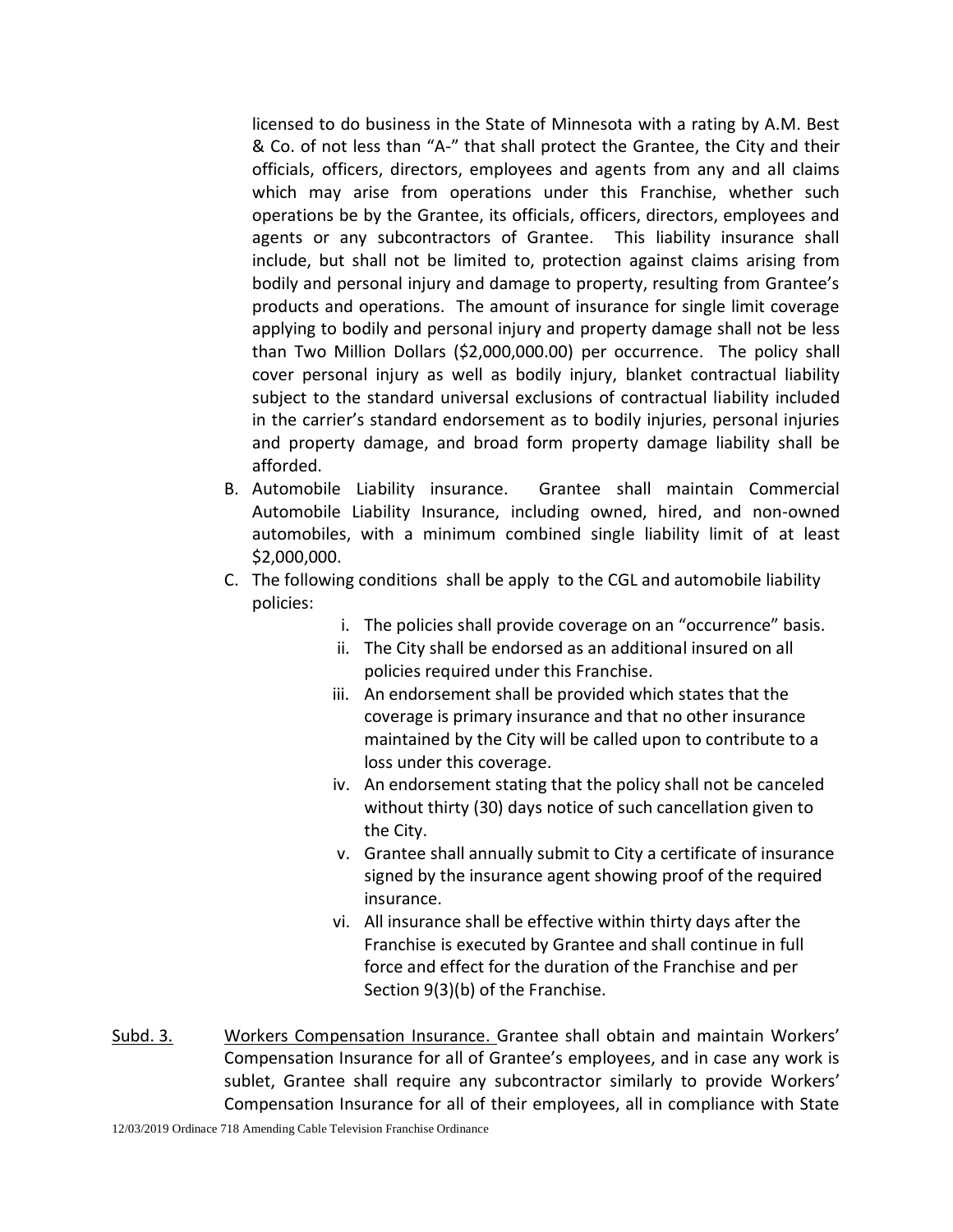licensed to do business in the State of Minnesota with a rating by A.M. Best & Co. of not less than "A-" that shall protect the Grantee, the City and their officials, officers, directors, employees and agents from any and all claims which may arise from operations under this Franchise, whether such operations be by the Grantee, its officials, officers, directors, employees and agents or any subcontractors of Grantee. This liability insurance shall include, but shall not be limited to, protection against claims arising from bodily and personal injury and damage to property, resulting from Grantee's products and operations. The amount of insurance for single limit coverage applying to bodily and personal injury and property damage shall not be less than Two Million Dollars ($2,000,000.00) per occurrence. The policy shall cover personal injury as well as bodily injury, blanket contractual liability subject to the standard universal exclusions of contractual liability included in the carrier's standard endorsement as to bodily injuries, personal injuries and property damage, and broad form property damage liability shall be afforded.

B. Automobile Liability insurance. Grantee shall maintain Commercial Automobile Liability Insurance, including owned, hired, and non-owned automobiles, with a minimum combined single liability limit of at least $2,000,000.

C. The following conditions shall be apply to the CGL and automobile liability policies:

  i. The policies shall provide coverage on an "occurrence" basis.
  ii. The City shall be endorsed as an additional insured on all policies required under this Franchise.
  iii. An endorsement shall be provided which states that the coverage is primary insurance and that no other insurance maintained by the City will be called upon to contribute to a loss under this coverage.
  iv. An endorsement stating that the policy shall not be canceled without thirty (30) days notice of such cancellation given to the City.
  v. Grantee shall annually submit to City a certificate of insurance signed by the insurance agent showing proof of the required insurance.
  vi. All insurance shall be effective within thirty days after the Franchise is executed by Grantee and shall continue in full force and effect for the duration of the Franchise and per Section 9(3)(b) of the Franchise.

Subd. 3. Workers Compensation Insurance. Grantee shall obtain and maintain Workers' Compensation Insurance for all of Grantee's employees, and in case any work is sublet, Grantee shall require any subcontractor similarly to provide Workers' Compensation Insurance for all of their employees, all in compliance with State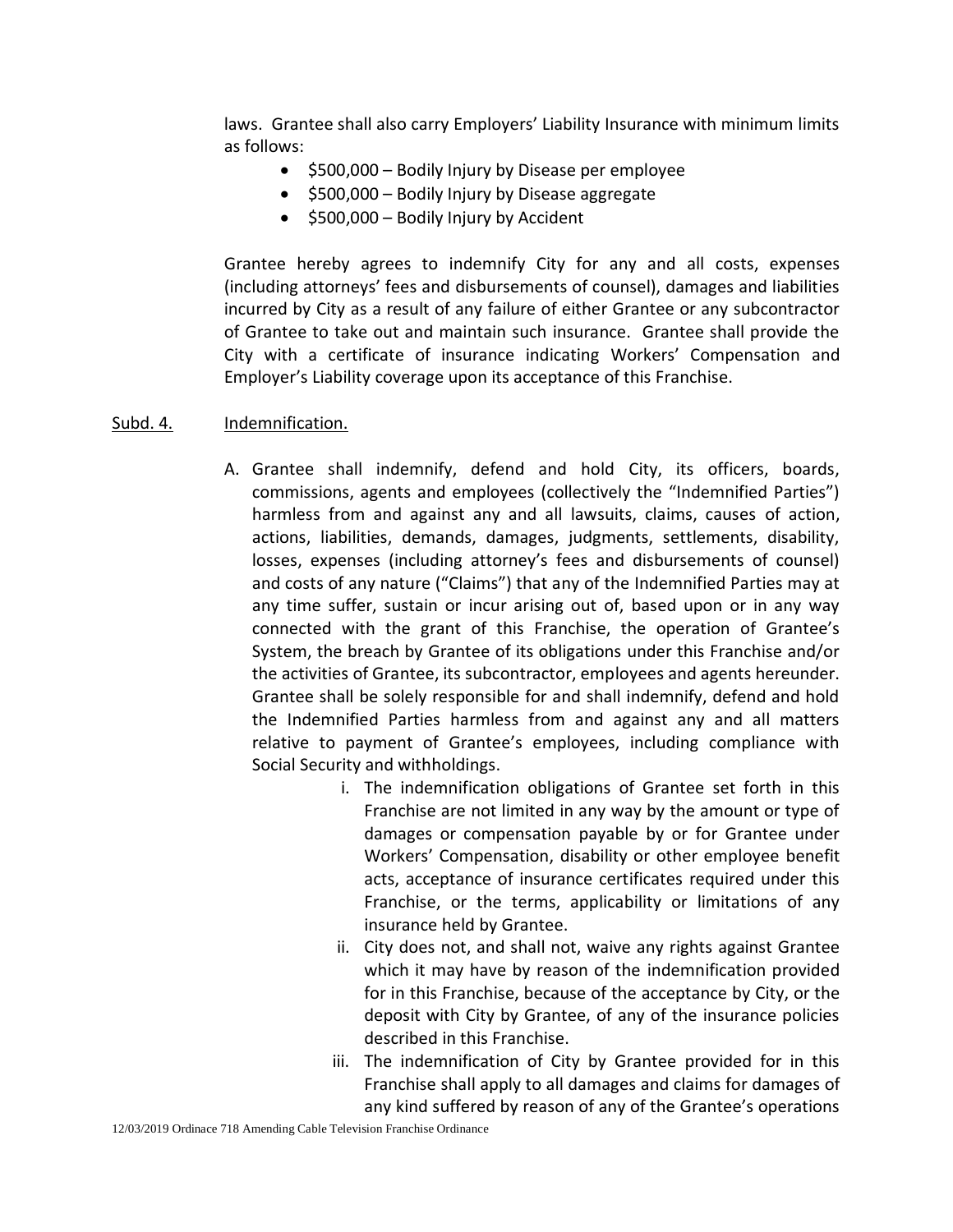laws. Grantee shall also carry Employers' Liability Insurance with minimum limits as follows:

- $500,000 – Bodily Injury by Disease per employee
- $500,000 – Bodily Injury by Disease aggregate
- $500,000 – Bodily Injury by Accident

Grantee hereby agrees to indemnify City for any and all costs, expenses (including attorneys' fees and disbursements of counsel), damages and liabilities incurred by City as a result of any failure of either Grantee or any subcontractor of Grantee to take out and maintain such insurance. Grantee shall provide the City with a certificate of insurance indicating Workers' Compensation and Employer's Liability coverage upon its acceptance of this Franchise.

Subd. 4. Indemnification.

A. Grantee shall indemnify, defend and hold City, its officers, boards, commissions, agents and employees (collectively the "Indemnified Parties") harmless from and against any and all lawsuits, claims, causes of action, actions, liabilities, demands, damages, judgments, settlements, disability, losses, expenses (including attorney's fees and disbursements of counsel) and costs of any nature ("Claims") that any of the Indemnified Parties may at any time suffer, sustain or incur arising out of, based upon or in any way connected with the grant of this Franchise, the operation of Grantee's System, the breach by Grantee of its obligations under this Franchise and/or the activities of Grantee, its subcontractor, employees and agents hereunder. Grantee shall be solely responsible for and shall indemnify, defend and hold the Indemnified Parties harmless from and against any and all matters relative to payment of Grantee's employees, including compliance with Social Security and withholdings.

   i. The indemnification obligations of Grantee set forth in this Franchise are not limited in any way by the amount or type of damages or compensation payable by or for Grantee under Workers' Compensation, disability or other employee benefit acts, acceptance of insurance certificates required under this Franchise, or the terms, applicability or limitations of any insurance held by Grantee.

   ii. City does not, and shall not, waive any rights against Grantee which it may have by reason of the indemnification provided for in this Franchise, because of the acceptance by City, or the deposit with City by Grantee, of any of the insurance policies described in this Franchise.

   iii. The indemnification of City by Grantee provided for in this Franchise shall apply to all damages and claims for damages of any kind suffered by reason of any of the Grantee's operations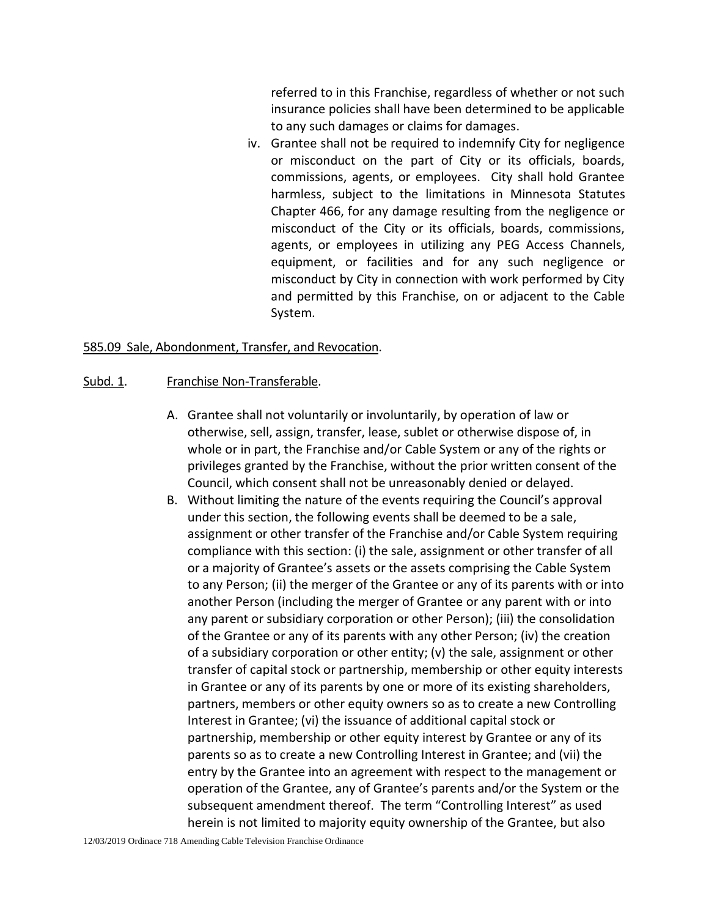referred to in this Franchise, regardless of whether or not such insurance policies shall have been determined to be applicable to any such damages or claims for damages.

iv. Grantee shall not be required to indemnify City for negligence or misconduct on the part of City or its officials, boards, commissions, agents, or employees. City shall hold Grantee harmless, subject to the limitations in Minnesota Statutes Chapter 466, for any damage resulting from the negligence or misconduct of the City or its officials, boards, commissions, agents, or employees in utilizing any PEG Access Channels, equipment, or facilities and for any such negligence or misconduct by City in connection with work performed by City and permitted by this Franchise, on or adjacent to the Cable System.

<u>585.09 Sale, Abondonment, Transfer, and Revocation</u>.

<u>Subd. 1</u>. <u>Franchise Non-Transferable</u>.

A. Grantee shall not voluntarily or involuntarily, by operation of law or otherwise, sell, assign, transfer, lease, sublet or otherwise dispose of, in whole or in part, the Franchise and/or Cable System or any of the rights or privileges granted by the Franchise, without the prior written consent of the Council, which consent shall not be unreasonably denied or delayed.

B. Without limiting the nature of the events requiring the Council's approval under this section, the following events shall be deemed to be a sale, assignment or other transfer of the Franchise and/or Cable System requiring compliance with this section: (i) the sale, assignment or other transfer of all or a majority of Grantee's assets or the assets comprising the Cable System to any Person; (ii) the merger of the Grantee or any of its parents with or into another Person (including the merger of Grantee or any parent with or into any parent or subsidiary corporation or other Person); (iii) the consolidation of the Grantee or any of its parents with any other Person; (iv) the creation of a subsidiary corporation or other entity; (v) the sale, assignment or other transfer of capital stock or partnership, membership or other equity interests in Grantee or any of its parents by one or more of its existing shareholders, partners, members or other equity owners so as to create a new Controlling Interest in Grantee; (vi) the issuance of additional capital stock or partnership, membership or other equity interest by Grantee or any of its parents so as to create a new Controlling Interest in Grantee; and (vii) the entry by the Grantee into an agreement with respect to the management or operation of the Grantee, any of Grantee's parents and/or the System or the subsequent amendment thereof. The term "Controlling Interest" as used herein is not limited to majority equity ownership of the Grantee, but also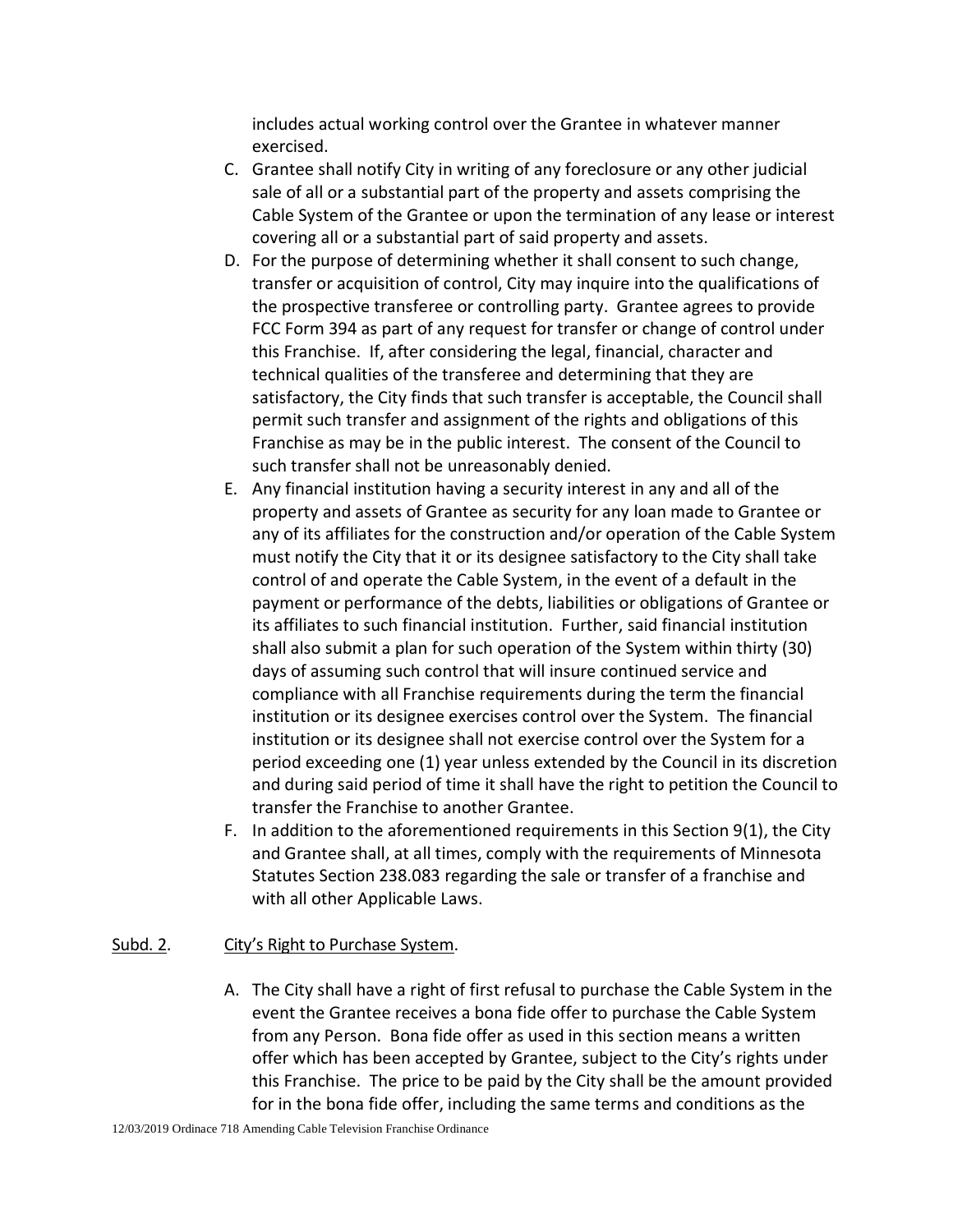includes actual working control over the Grantee in whatever manner exercised.

C. Grantee shall notify City in writing of any foreclosure or any other judicial sale of all or a substantial part of the property and assets comprising the Cable System of the Grantee or upon the termination of any lease or interest covering all or a substantial part of said property and assets.

D. For the purpose of determining whether it shall consent to such change, transfer or acquisition of control, City may inquire into the qualifications of the prospective transferee or controlling party. Grantee agrees to provide FCC Form 394 as part of any request for transfer or change of control under this Franchise. If, after considering the legal, financial, character and technical qualities of the transferee and determining that they are satisfactory, the City finds that such transfer is acceptable, the Council shall permit such transfer and assignment of the rights and obligations of this Franchise as may be in the public interest. The consent of the Council to such transfer shall not be unreasonably denied.

E. Any financial institution having a security interest in any and all of the property and assets of Grantee as security for any loan made to Grantee or any of its affiliates for the construction and/or operation of the Cable System must notify the City that it or its designee satisfactory to the City shall take control of and operate the Cable System, in the event of a default in the payment or performance of the debts, liabilities or obligations of Grantee or its affiliates to such financial institution. Further, said financial institution shall also submit a plan for such operation of the System within thirty (30) days of assuming such control that will insure continued service and compliance with all Franchise requirements during the term the financial institution or its designee exercises control over the System. The financial institution or its designee shall not exercise control over the System for a period exceeding one (1) year unless extended by the Council in its discretion and during said period of time it shall have the right to petition the Council to transfer the Franchise to another Grantee.

F. In addition to the aforementioned requirements in this Section 9(1), the City and Grantee shall, at all times, comply with the requirements of Minnesota Statutes Section 238.083 regarding the sale or transfer of a franchise and with all other Applicable Laws.

<u>Subd. 2</u>. <u>City's Right to Purchase System</u>.

A. The City shall have a right of first refusal to purchase the Cable System in the event the Grantee receives a bona fide offer to purchase the Cable System from any Person. Bona fide offer as used in this section means a written offer which has been accepted by Grantee, subject to the City's rights under this Franchise. The price to be paid by the City shall be the amount provided for in the bona fide offer, including the same terms and conditions as the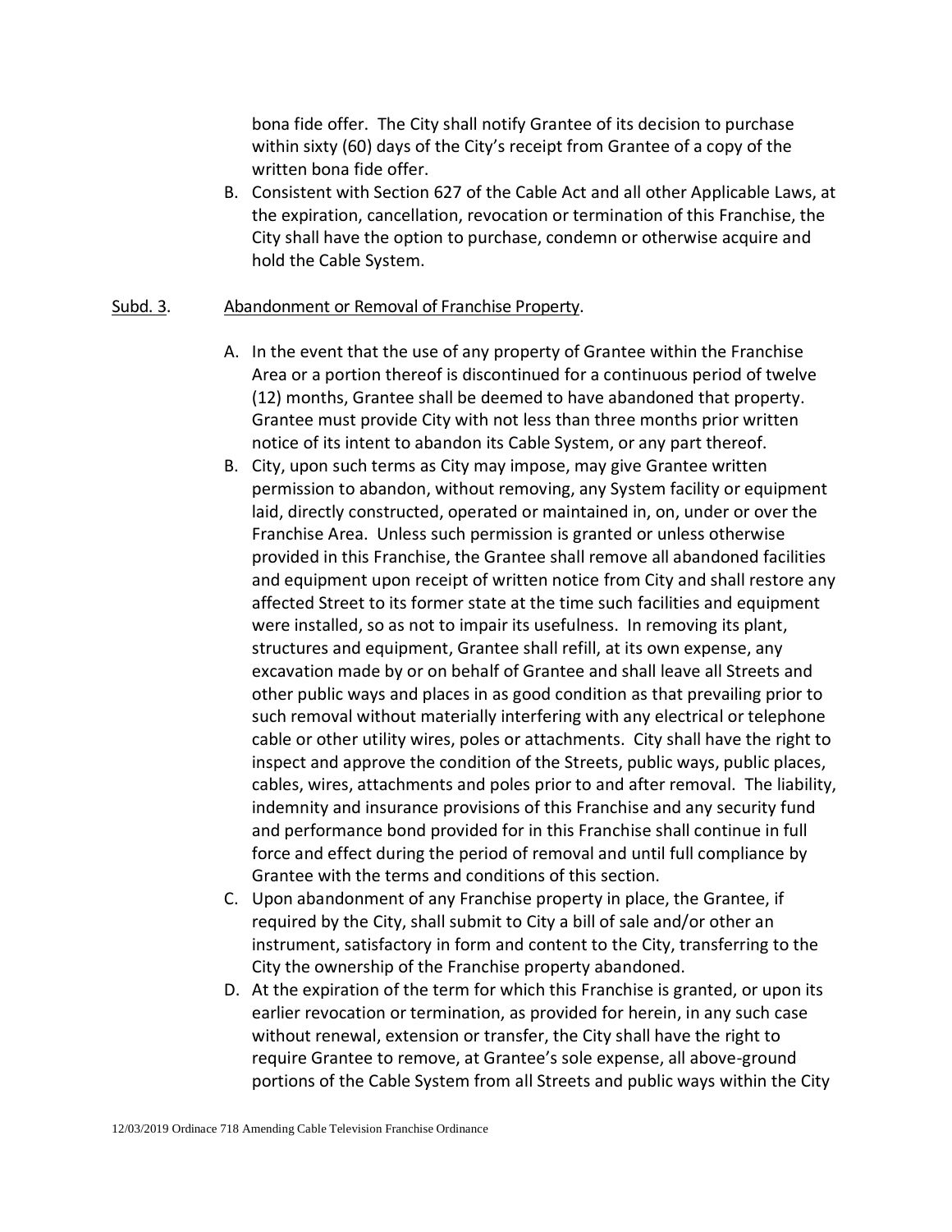bona fide offer. The City shall notify Grantee of its decision to purchase within sixty (60) days of the City's receipt from Grantee of a copy of the written bona fide offer.

B. Consistent with Section 627 of the Cable Act and all other Applicable Laws, at the expiration, cancellation, revocation or termination of this Franchise, the City shall have the option to purchase, condemn or otherwise acquire and hold the Cable System.

Subd. 3. Abandonment or Removal of Franchise Property.

A. In the event that the use of any property of Grantee within the Franchise Area or a portion thereof is discontinued for a continuous period of twelve (12) months, Grantee shall be deemed to have abandoned that property. Grantee must provide City with not less than three months prior written notice of its intent to abandon its Cable System, or any part thereof.

B. City, upon such terms as City may impose, may give Grantee written permission to abandon, without removing, any System facility or equipment laid, directly constructed, operated or maintained in, on, under or over the Franchise Area. Unless such permission is granted or unless otherwise provided in this Franchise, the Grantee shall remove all abandoned facilities and equipment upon receipt of written notice from City and shall restore any affected Street to its former state at the time such facilities and equipment were installed, so as not to impair its usefulness. In removing its plant, structures and equipment, Grantee shall refill, at its own expense, any excavation made by or on behalf of Grantee and shall leave all Streets and other public ways and places in as good condition as that prevailing prior to such removal without materially interfering with any electrical or telephone cable or other utility wires, poles or attachments. City shall have the right to inspect and approve the condition of the Streets, public ways, public places, cables, wires, attachments and poles prior to and after removal. The liability, indemnity and insurance provisions of this Franchise and any security fund and performance bond provided for in this Franchise shall continue in full force and effect during the period of removal and until full compliance by Grantee with the terms and conditions of this section.

C. Upon abandonment of any Franchise property in place, the Grantee, if required by the City, shall submit to City a bill of sale and/or other an instrument, satisfactory in form and content to the City, transferring to the City the ownership of the Franchise property abandoned.

D. At the expiration of the term for which this Franchise is granted, or upon its earlier revocation or termination, as provided for herein, in any such case without renewal, extension or transfer, the City shall have the right to require Grantee to remove, at Grantee's sole expense, all above-ground portions of the Cable System from all Streets and public ways within the City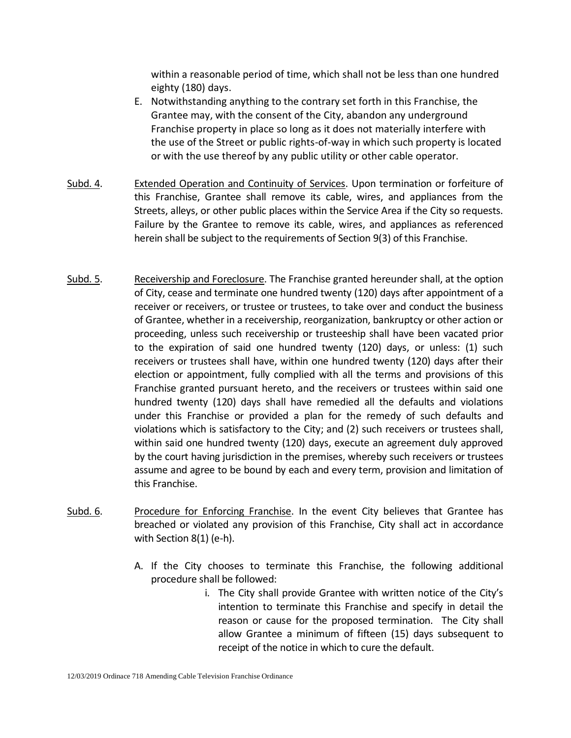within a reasonable period of time, which shall not be less than one hundred eighty (180) days.

E. Notwithstanding anything to the contrary set forth in this Franchise, the Grantee may, with the consent of the City, abandon any underground Franchise property in place so long as it does not materially interfere with the use of the Street or public rights-of-way in which such property is located or with the use thereof by any public utility or other cable operator.

Subd. 4. Extended Operation and Continuity of Services. Upon termination or forfeiture of this Franchise, Grantee shall remove its cable, wires, and appliances from the Streets, alleys, or other public places within the Service Area if the City so requests. Failure by the Grantee to remove its cable, wires, and appliances as referenced herein shall be subject to the requirements of Section 9(3) of this Franchise.

Subd. 5. Receivership and Foreclosure. The Franchise granted hereunder shall, at the option of City, cease and terminate one hundred twenty (120) days after appointment of a receiver or receivers, or trustee or trustees, to take over and conduct the business of Grantee, whether in a receivership, reorganization, bankruptcy or other action or proceeding, unless such receivership or trusteeship shall have been vacated prior to the expiration of said one hundred twenty (120) days, or unless: (1) such receivers or trustees shall have, within one hundred twenty (120) days after their election or appointment, fully complied with all the terms and provisions of this Franchise granted pursuant hereto, and the receivers or trustees within said one hundred twenty (120) days shall have remedied all the defaults and violations under this Franchise or provided a plan for the remedy of such defaults and violations which is satisfactory to the City; and (2) such receivers or trustees shall, within said one hundred twenty (120) days, execute an agreement duly approved by the court having jurisdiction in the premises, whereby such receivers or trustees assume and agree to be bound by each and every term, provision and limitation of this Franchise.

Subd. 6. Procedure for Enforcing Franchise. In the event City believes that Grantee has breached or violated any provision of this Franchise, City shall act in accordance with Section 8(1) (e-h).

A. If the City chooses to terminate this Franchise, the following additional procedure shall be followed:

   i. The City shall provide Grantee with written notice of the City's intention to terminate this Franchise and specify in detail the reason or cause for the proposed termination. The City shall allow Grantee a minimum of fifteen (15) days subsequent to receipt of the notice in which to cure the default.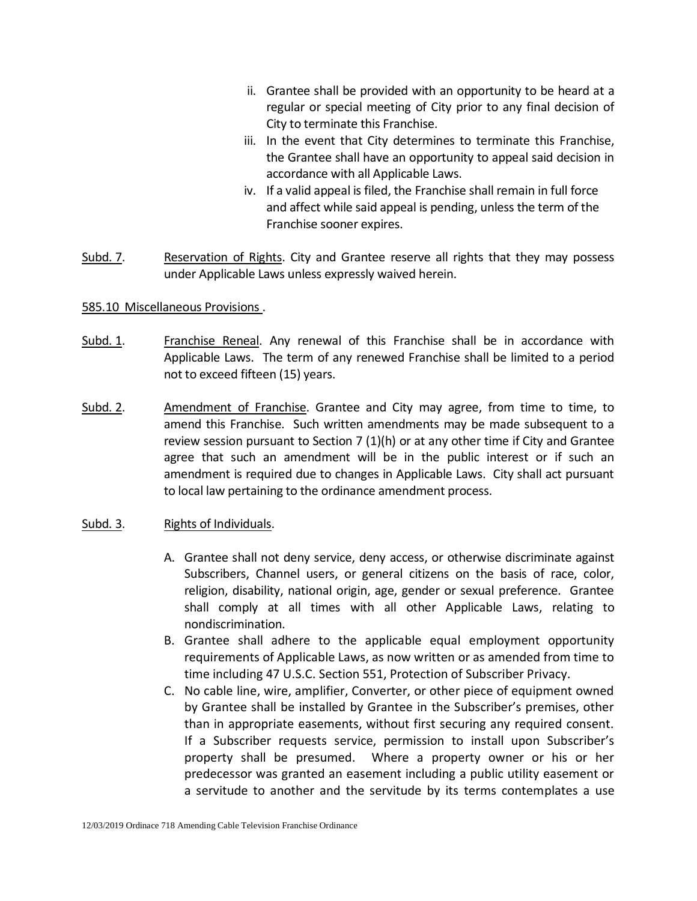ii. Grantee shall be provided with an opportunity to be heard at a regular or special meeting of City prior to any final decision of City to terminate this Franchise.

iii. In the event that City determines to terminate this Franchise, the Grantee shall have an opportunity to appeal said decision in accordance with all Applicable Laws.

iv. If a valid appeal is filed, the Franchise shall remain in full force and affect while said appeal is pending, unless the term of the Franchise sooner expires.

Subd. 7. Reservation of Rights. City and Grantee reserve all rights that they may possess under Applicable Laws unless expressly waived herein.

585.10 Miscellaneous Provisions .

Subd. 1. Franchise Reneal. Any renewal of this Franchise shall be in accordance with Applicable Laws. The term of any renewed Franchise shall be limited to a period not to exceed fifteen (15) years.

Subd. 2. Amendment of Franchise. Grantee and City may agree, from time to time, to amend this Franchise. Such written amendments may be made subsequent to a review session pursuant to Section 7 (1)(h) or at any other time if City and Grantee agree that such an amendment will be in the public interest or if such an amendment is required due to changes in Applicable Laws. City shall act pursuant to local law pertaining to the ordinance amendment process.

Subd. 3. Rights of Individuals.

A. Grantee shall not deny service, deny access, or otherwise discriminate against Subscribers, Channel users, or general citizens on the basis of race, color, religion, disability, national origin, age, gender or sexual preference. Grantee shall comply at all times with all other Applicable Laws, relating to nondiscrimination.

B. Grantee shall adhere to the applicable equal employment opportunity requirements of Applicable Laws, as now written or as amended from time to time including 47 U.S.C. Section 551, Protection of Subscriber Privacy.

C. No cable line, wire, amplifier, Converter, or other piece of equipment owned by Grantee shall be installed by Grantee in the Subscriber's premises, other than in appropriate easements, without first securing any required consent. If a Subscriber requests service, permission to install upon Subscriber's property shall be presumed. Where a property owner or his or her predecessor was granted an easement including a public utility easement or a servitude to another and the servitude by its terms contemplates a use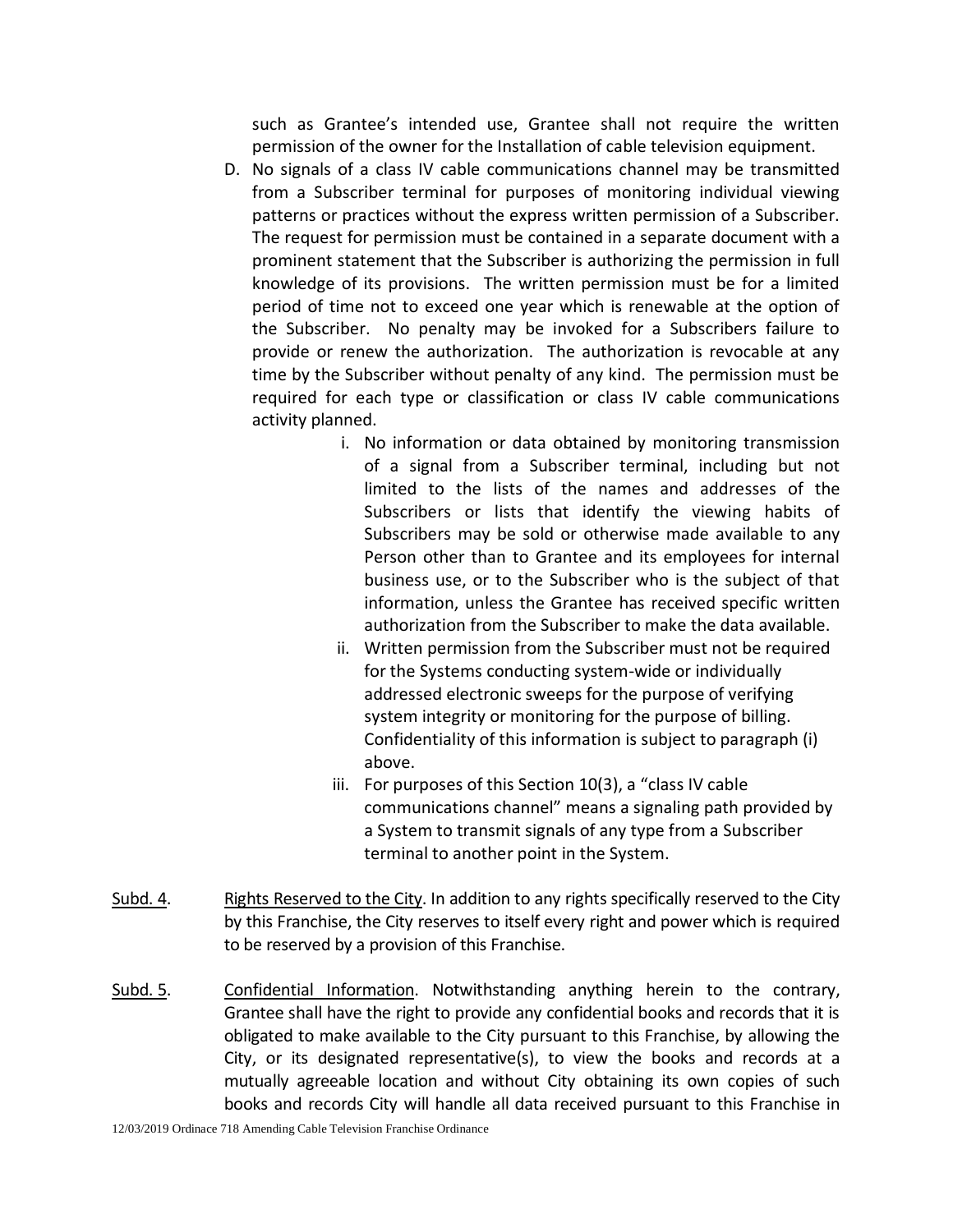such as Grantee's intended use, Grantee shall not require the written permission of the owner for the Installation of cable television equipment.

D. No signals of a class IV cable communications channel may be transmitted from a Subscriber terminal for purposes of monitoring individual viewing patterns or practices without the express written permission of a Subscriber. The request for permission must be contained in a separate document with a prominent statement that the Subscriber is authorizing the permission in full knowledge of its provisions. The written permission must be for a limited period of time not to exceed one year which is renewable at the option of the Subscriber. No penalty may be invoked for a Subscribers failure to provide or renew the authorization. The authorization is revocable at any time by the Subscriber without penalty of any kind. The permission must be required for each type or classification or class IV cable communications activity planned.

   i. No information or data obtained by monitoring transmission of a signal from a Subscriber terminal, including but not limited to the lists of the names and addresses of the Subscribers or lists that identify the viewing habits of Subscribers may be sold or otherwise made available to any Person other than to Grantee and its employees for internal business use, or to the Subscriber who is the subject of that information, unless the Grantee has received specific written authorization from the Subscriber to make the data available.

   ii. Written permission from the Subscriber must not be required for the Systems conducting system-wide or individually addressed electronic sweeps for the purpose of verifying system integrity or monitoring for the purpose of billing. Confidentiality of this information is subject to paragraph (i) above.

   iii. For purposes of this Section 10(3), a "class IV cable communications channel" means a signaling path provided by a System to transmit signals of any type from a Subscriber terminal to another point in the System.

<u>Subd. 4</u>. <u>Rights Reserved to the City</u>. In addition to any rights specifically reserved to the City by this Franchise, the City reserves to itself every right and power which is required to be reserved by a provision of this Franchise.

<u>Subd. 5</u>. <u>Confidential Information</u>. Notwithstanding anything herein to the contrary, Grantee shall have the right to provide any confidential books and records that it is obligated to make available to the City pursuant to this Franchise, by allowing the City, or its designated representative(s), to view the books and records at a mutually agreeable location and without City obtaining its own copies of such books and records City will handle all data received pursuant to this Franchise in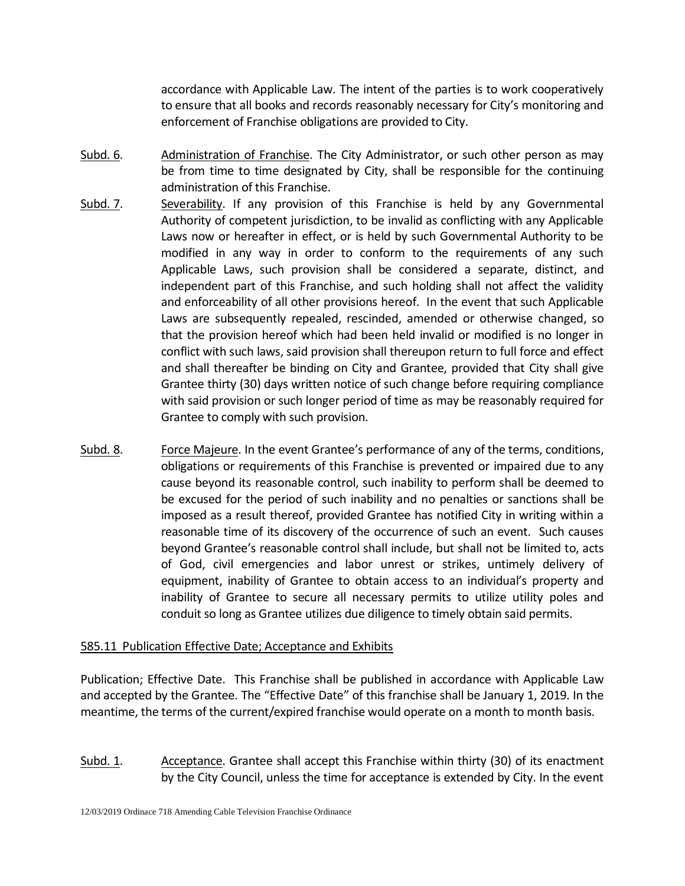accordance with Applicable Law. The intent of the parties is to work cooperatively to ensure that all books and records reasonably necessary for City's monitoring and enforcement of Franchise obligations are provided to City.

Subd. 6. Administration of Franchise. The City Administrator, or such other person as may be from time to time designated by City, shall be responsible for the continuing administration of this Franchise.

Subd. 7. Severability. If any provision of this Franchise is held by any Governmental Authority of competent jurisdiction, to be invalid as conflicting with any Applicable Laws now or hereafter in effect, or is held by such Governmental Authority to be modified in any way in order to conform to the requirements of any such Applicable Laws, such provision shall be considered a separate, distinct, and independent part of this Franchise, and such holding shall not affect the validity and enforceability of all other provisions hereof. In the event that such Applicable Laws are subsequently repealed, rescinded, amended or otherwise changed, so that the provision hereof which had been held invalid or modified is no longer in conflict with such laws, said provision shall thereupon return to full force and effect and shall thereafter be binding on City and Grantee, provided that City shall give Grantee thirty (30) days written notice of such change before requiring compliance with said provision or such longer period of time as may be reasonably required for Grantee to comply with such provision.

Subd. 8. Force Majeure. In the event Grantee's performance of any of the terms, conditions, obligations or requirements of this Franchise is prevented or impaired due to any cause beyond its reasonable control, such inability to perform shall be deemed to be excused for the period of such inability and no penalties or sanctions shall be imposed as a result thereof, provided Grantee has notified City in writing within a reasonable time of its discovery of the occurrence of such an event. Such causes beyond Grantee's reasonable control shall include, but shall not be limited to, acts of God, civil emergencies and labor unrest or strikes, untimely delivery of equipment, inability of Grantee to obtain access to an individual's property and inability of Grantee to secure all necessary permits to utilize utility poles and conduit so long as Grantee utilizes due diligence to timely obtain said permits.

585.11 Publication Effective Date; Acceptance and Exhibits

Publication; Effective Date. This Franchise shall be published in accordance with Applicable Law and accepted by the Grantee. The "Effective Date" of this franchise shall be January 1, 2019. In the meantime, the terms of the current/expired franchise would operate on a month to month basis.

Subd. 1. Acceptance. Grantee shall accept this Franchise within thirty (30) of its enactment by the City Council, unless the time for acceptance is extended by City. In the event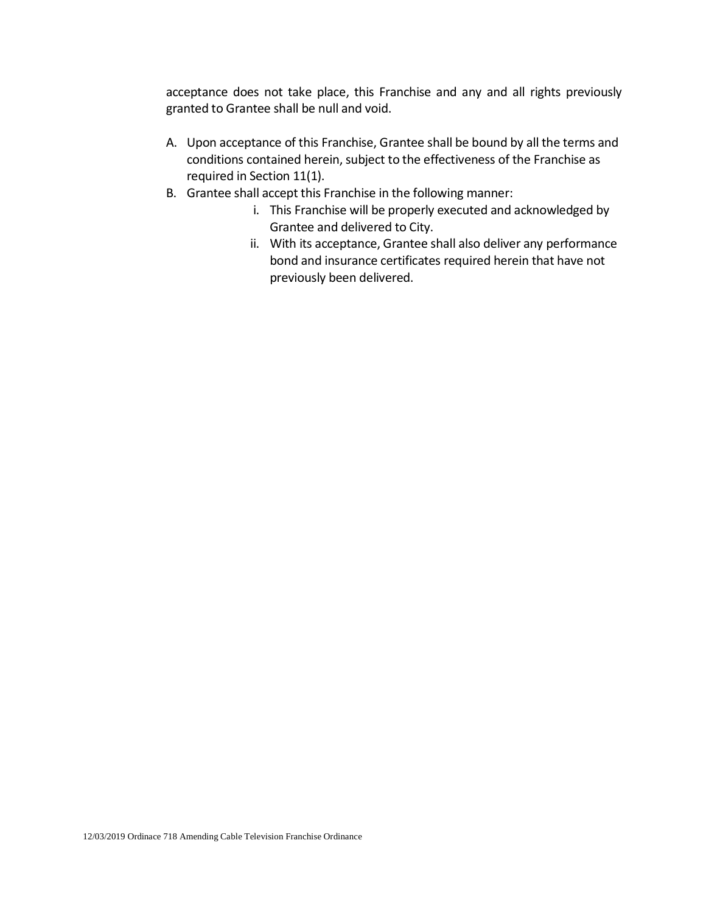acceptance does not take place, this Franchise and any and all rights previously granted to Grantee shall be null and void.

A. Upon acceptance of this Franchise, Grantee shall be bound by all the terms and conditions contained herein, subject to the effectiveness of the Franchise as required in Section 11(1).
B. Grantee shall accept this Franchise in the following manner:
    i. This Franchise will be properly executed and acknowledged by Grantee and delivered to City.
    ii. With its acceptance, Grantee shall also deliver any performance bond and insurance certificates required herein that have not previously been delivered.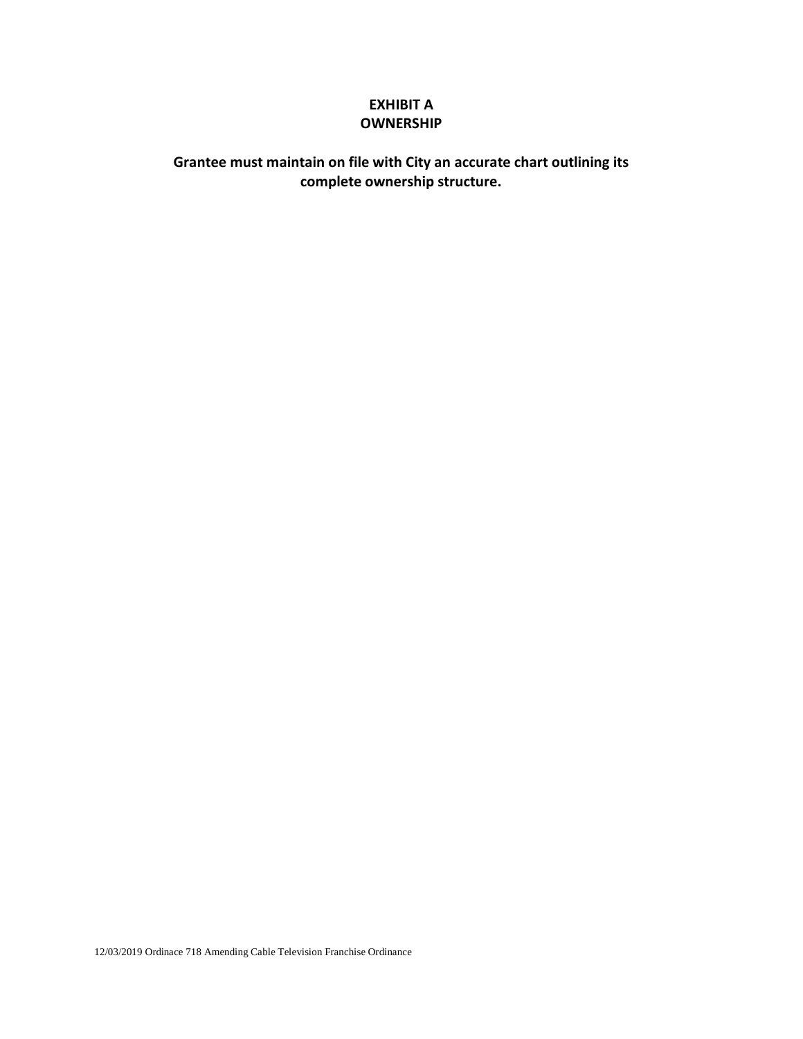# EXHIBIT A
# OWNERSHIP

**Grantee must maintain on file with City an accurate chart outlining its complete ownership structure.**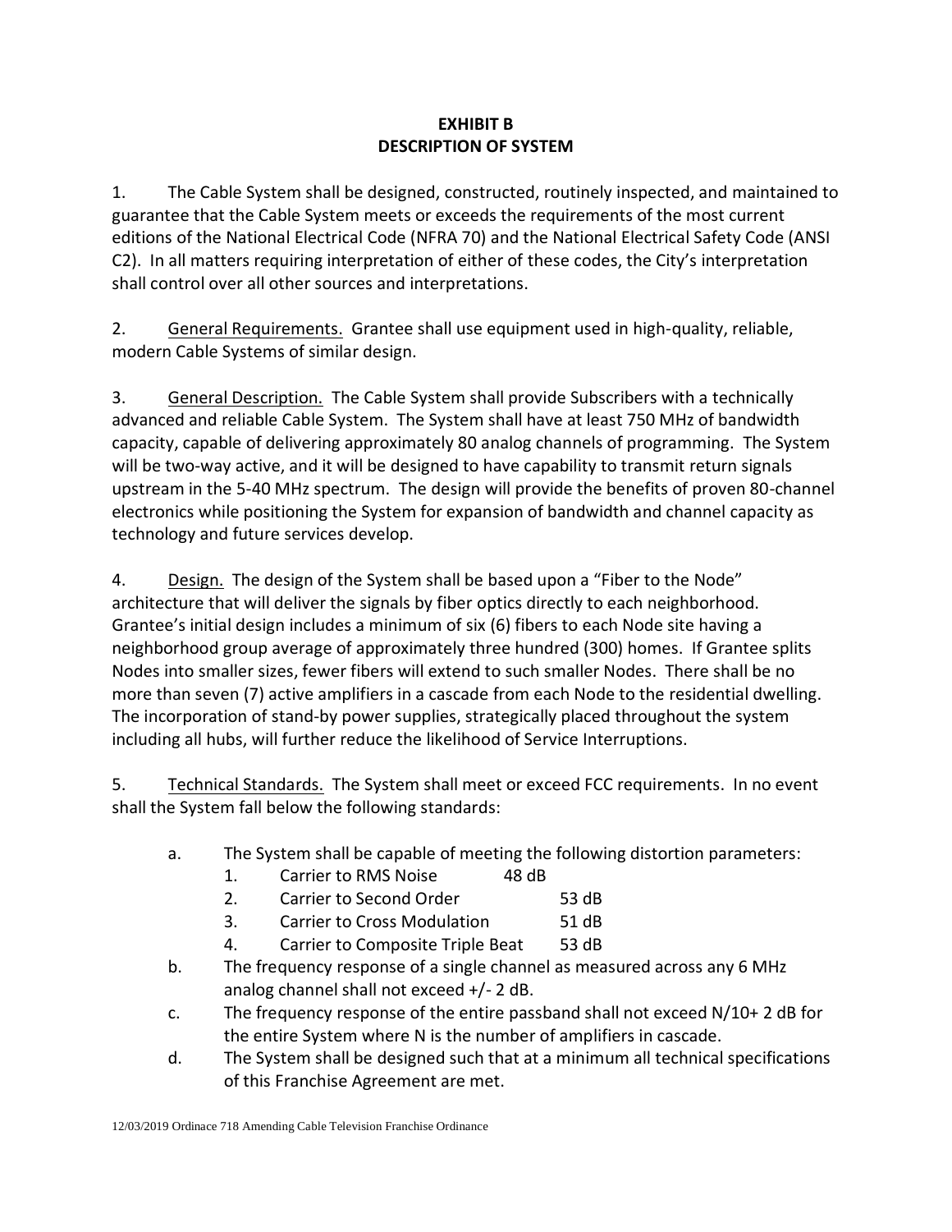# EXHIBIT B
# DESCRIPTION OF SYSTEM

1. The Cable System shall be designed, constructed, routinely inspected, and maintained to guarantee that the Cable System meets or exceeds the requirements of the most current editions of the National Electrical Code (NFRA 70) and the National Electrical Safety Code (ANSI C2). In all matters requiring interpretation of either of these codes, the City's interpretation shall control over all other sources and interpretations.

2. <u>General Requirements.</u> Grantee shall use equipment used in high-quality, reliable, modern Cable Systems of similar design.

3. <u>General Description.</u> The Cable System shall provide Subscribers with a technically advanced and reliable Cable System. The System shall have at least 750 MHz of bandwidth capacity, capable of delivering approximately 80 analog channels of programming. The System will be two-way active, and it will be designed to have capability to transmit return signals upstream in the 5-40 MHz spectrum. The design will provide the benefits of proven 80-channel electronics while positioning the System for expansion of bandwidth and channel capacity as technology and future services develop.

4. <u>Design.</u> The design of the System shall be based upon a "Fiber to the Node" architecture that will deliver the signals by fiber optics directly to each neighborhood. Grantee's initial design includes a minimum of six (6) fibers to each Node site having a neighborhood group average of approximately three hundred (300) homes. If Grantee splits Nodes into smaller sizes, fewer fibers will extend to such smaller Nodes. There shall be no more than seven (7) active amplifiers in a cascade from each Node to the residential dwelling. The incorporation of stand-by power supplies, strategically placed throughout the system including all hubs, will further reduce the likelihood of Service Interruptions.

5. <u>Technical Standards.</u> The System shall meet or exceed FCC requirements. In no event shall the System fall below the following standards:

   a. The System shall be capable of meeting the following distortion parameters:
      1. Carrier to RMS Noise 48 dB
      2. Carrier to Second Order 53 dB
      3. Carrier to Cross Modulation 51 dB
      4. Carrier to Composite Triple Beat 53 dB

   b. The frequency response of a single channel as measured across any 6 MHz analog channel shall not exceed +/- 2 dB.

   c. The frequency response of the entire passband shall not exceed N/10+ 2 dB for the entire System where N is the number of amplifiers in cascade.

   d. The System shall be designed such that at a minimum all technical specifications of this Franchise Agreement are met.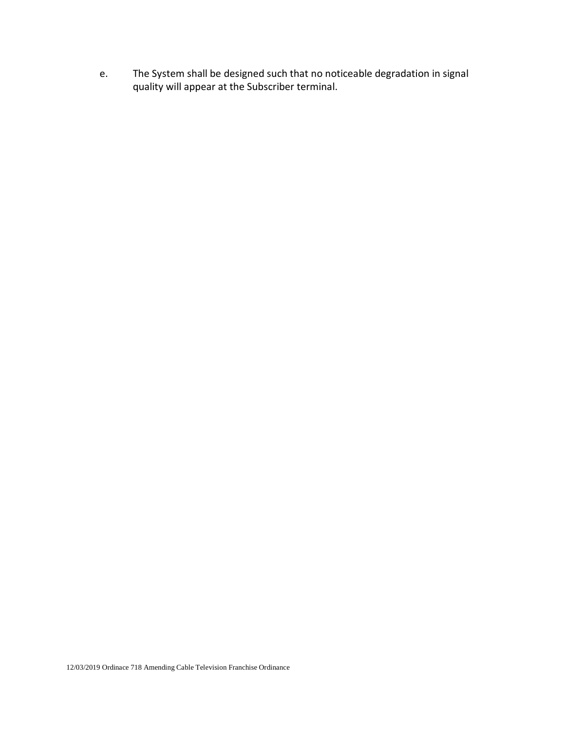e. The System shall be designed such that no noticeable degradation in signal quality will appear at the Subscriber terminal.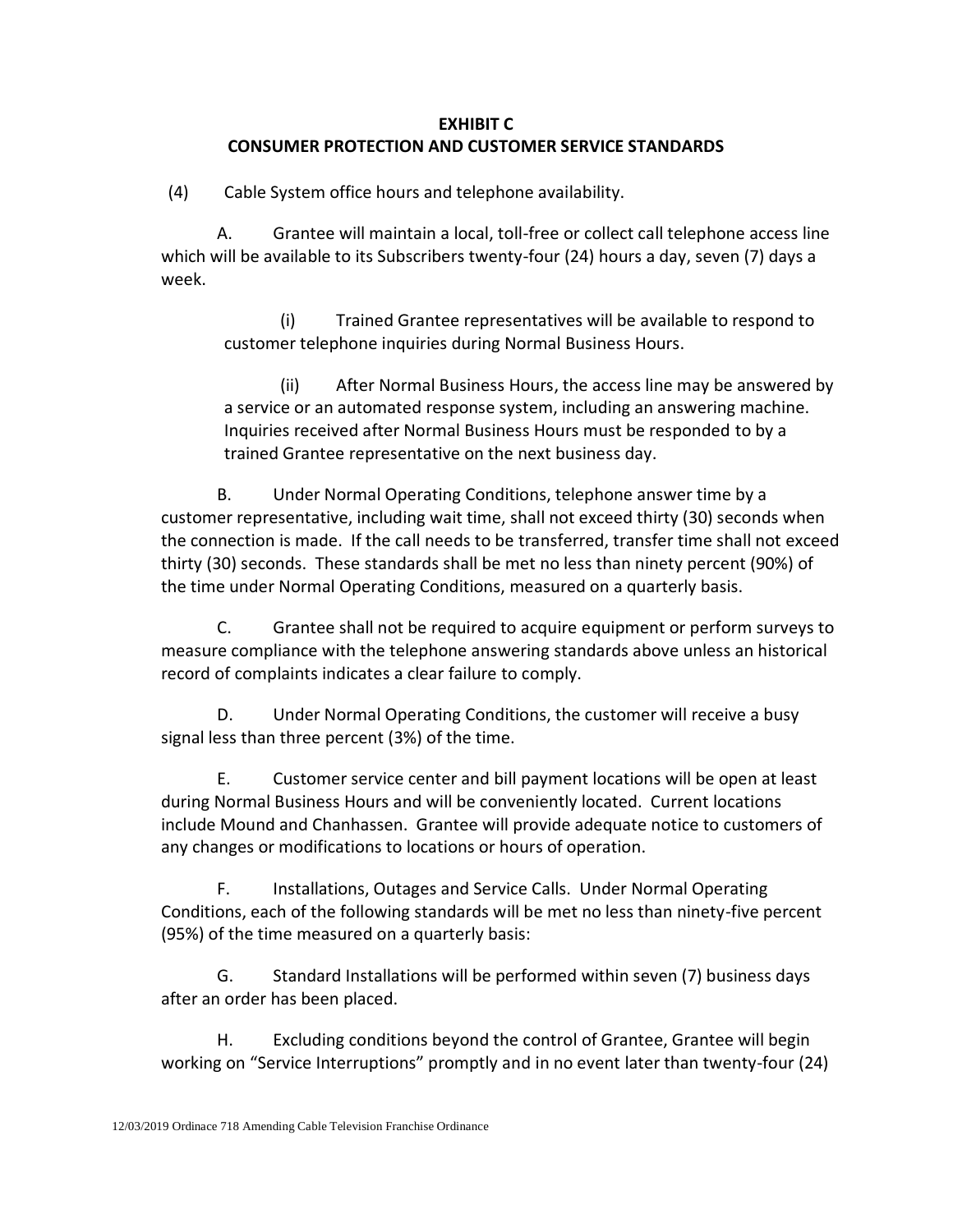## EXHIBIT C
## CONSUMER PROTECTION AND CUSTOMER SERVICE STANDARDS

(4) Cable System office hours and telephone availability.

A. Grantee will maintain a local, toll-free or collect call telephone access line which will be available to its Subscribers twenty-four (24) hours a day, seven (7) days a week.

(i) Trained Grantee representatives will be available to respond to customer telephone inquiries during Normal Business Hours.

(ii) After Normal Business Hours, the access line may be answered by a service or an automated response system, including an answering machine. Inquiries received after Normal Business Hours must be responded to by a trained Grantee representative on the next business day.

B. Under Normal Operating Conditions, telephone answer time by a customer representative, including wait time, shall not exceed thirty (30) seconds when the connection is made. If the call needs to be transferred, transfer time shall not exceed thirty (30) seconds. These standards shall be met no less than ninety percent (90%) of the time under Normal Operating Conditions, measured on a quarterly basis.

C. Grantee shall not be required to acquire equipment or perform surveys to measure compliance with the telephone answering standards above unless an historical record of complaints indicates a clear failure to comply.

D. Under Normal Operating Conditions, the customer will receive a busy signal less than three percent (3%) of the time.

E. Customer service center and bill payment locations will be open at least during Normal Business Hours and will be conveniently located. Current locations include Mound and Chanhassen. Grantee will provide adequate notice to customers of any changes or modifications to locations or hours of operation.

F. Installations, Outages and Service Calls. Under Normal Operating Conditions, each of the following standards will be met no less than ninety-five percent (95%) of the time measured on a quarterly basis:

G. Standard Installations will be performed within seven (7) business days after an order has been placed.

H. Excluding conditions beyond the control of Grantee, Grantee will begin working on "Service Interruptions" promptly and in no event later than twenty-four (24)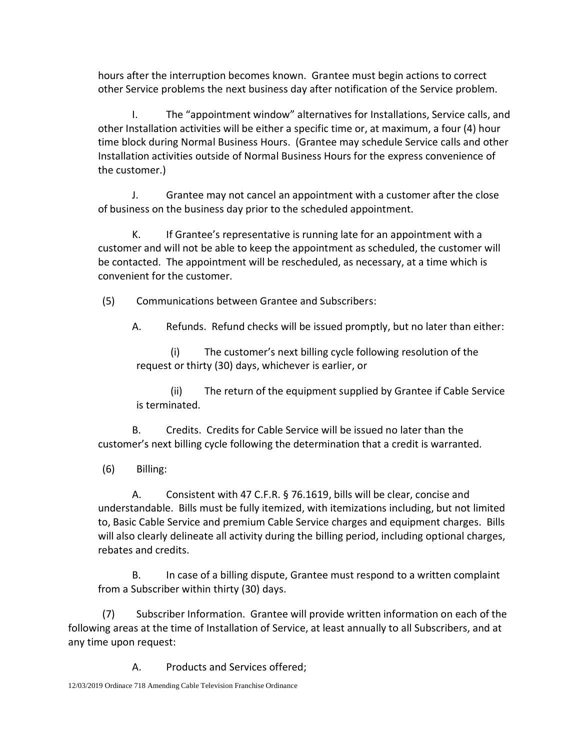hours after the interruption becomes known. Grantee must begin actions to correct other Service problems the next business day after notification of the Service problem.

I. The "appointment window" alternatives for Installations, Service calls, and other Installation activities will be either a specific time or, at maximum, a four (4) hour time block during Normal Business Hours. (Grantee may schedule Service calls and other Installation activities outside of Normal Business Hours for the express convenience of the customer.)

J. Grantee may not cancel an appointment with a customer after the close of business on the business day prior to the scheduled appointment.

K. If Grantee's representative is running late for an appointment with a customer and will not be able to keep the appointment as scheduled, the customer will be contacted. The appointment will be rescheduled, as necessary, at a time which is convenient for the customer.

(5) Communications between Grantee and Subscribers:

A. Refunds. Refund checks will be issued promptly, but no later than either:

(i) The customer's next billing cycle following resolution of the request or thirty (30) days, whichever is earlier, or

(ii) The return of the equipment supplied by Grantee if Cable Service is terminated.

B. Credits. Credits for Cable Service will be issued no later than the customer's next billing cycle following the determination that a credit is warranted.

(6) Billing:

A. Consistent with 47 C.F.R. § 76.1619, bills will be clear, concise and understandable. Bills must be fully itemized, with itemizations including, but not limited to, Basic Cable Service and premium Cable Service charges and equipment charges. Bills will also clearly delineate all activity during the billing period, including optional charges, rebates and credits.

B. In case of a billing dispute, Grantee must respond to a written complaint from a Subscriber within thirty (30) days.

(7) Subscriber Information. Grantee will provide written information on each of the following areas at the time of Installation of Service, at least annually to all Subscribers, and at any time upon request:

A. Products and Services offered;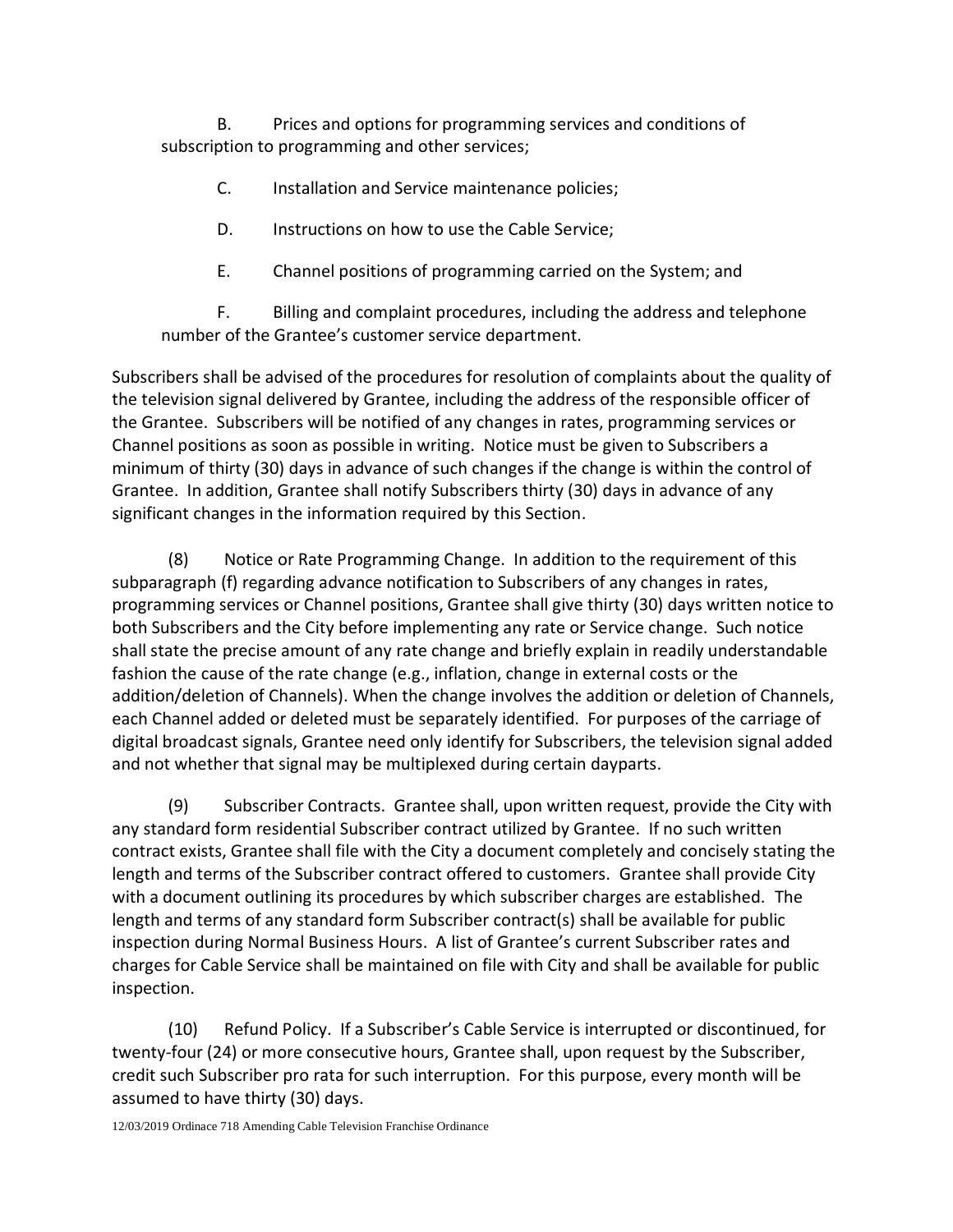B. Prices and options for programming services and conditions of subscription to programming and other services;

C. Installation and Service maintenance policies;

D. Instructions on how to use the Cable Service;

E. Channel positions of programming carried on the System; and

F. Billing and complaint procedures, including the address and telephone number of the Grantee's customer service department.

Subscribers shall be advised of the procedures for resolution of complaints about the quality of the television signal delivered by Grantee, including the address of the responsible officer of the Grantee. Subscribers will be notified of any changes in rates, programming services or Channel positions as soon as possible in writing. Notice must be given to Subscribers a minimum of thirty (30) days in advance of such changes if the change is within the control of Grantee. In addition, Grantee shall notify Subscribers thirty (30) days in advance of any significant changes in the information required by this Section.

(8) Notice or Rate Programming Change. In addition to the requirement of this subparagraph (f) regarding advance notification to Subscribers of any changes in rates, programming services or Channel positions, Grantee shall give thirty (30) days written notice to both Subscribers and the City before implementing any rate or Service change. Such notice shall state the precise amount of any rate change and briefly explain in readily understandable fashion the cause of the rate change (e.g., inflation, change in external costs or the addition/deletion of Channels). When the change involves the addition or deletion of Channels, each Channel added or deleted must be separately identified. For purposes of the carriage of digital broadcast signals, Grantee need only identify for Subscribers, the television signal added and not whether that signal may be multiplexed during certain dayparts.

(9) Subscriber Contracts. Grantee shall, upon written request, provide the City with any standard form residential Subscriber contract utilized by Grantee. If no such written contract exists, Grantee shall file with the City a document completely and concisely stating the length and terms of the Subscriber contract offered to customers. Grantee shall provide City with a document outlining its procedures by which subscriber charges are established. The length and terms of any standard form Subscriber contract(s) shall be available for public inspection during Normal Business Hours. A list of Grantee's current Subscriber rates and charges for Cable Service shall be maintained on file with City and shall be available for public inspection.

(10) Refund Policy. If a Subscriber's Cable Service is interrupted or discontinued, for twenty-four (24) or more consecutive hours, Grantee shall, upon request by the Subscriber, credit such Subscriber pro rata for such interruption. For this purpose, every month will be assumed to have thirty (30) days.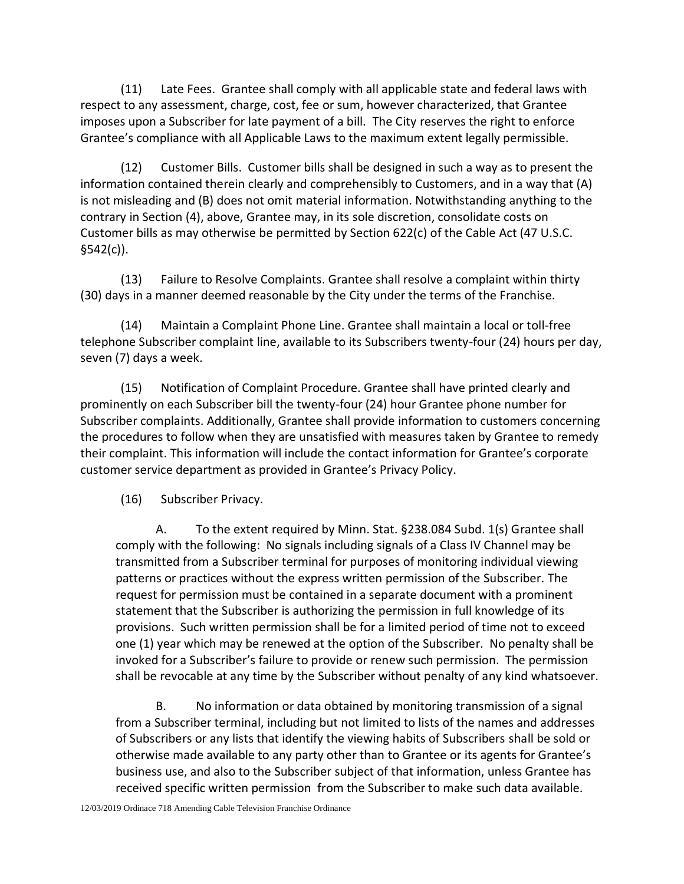(11) Late Fees. Grantee shall comply with all applicable state and federal laws with respect to any assessment, charge, cost, fee or sum, however characterized, that Grantee imposes upon a Subscriber for late payment of a bill. The City reserves the right to enforce Grantee's compliance with all Applicable Laws to the maximum extent legally permissible.

(12) Customer Bills. Customer bills shall be designed in such a way as to present the information contained therein clearly and comprehensibly to Customers, and in a way that (A) is not misleading and (B) does not omit material information. Notwithstanding anything to the contrary in Section (4), above, Grantee may, in its sole discretion, consolidate costs on Customer bills as may otherwise be permitted by Section 622(c) of the Cable Act (47 U.S.C. §542(c)).

(13) Failure to Resolve Complaints. Grantee shall resolve a complaint within thirty (30) days in a manner deemed reasonable by the City under the terms of the Franchise.

(14) Maintain a Complaint Phone Line. Grantee shall maintain a local or toll-free telephone Subscriber complaint line, available to its Subscribers twenty-four (24) hours per day, seven (7) days a week.

(15) Notification of Complaint Procedure. Grantee shall have printed clearly and prominently on each Subscriber bill the twenty-four (24) hour Grantee phone number for Subscriber complaints. Additionally, Grantee shall provide information to customers concerning the procedures to follow when they are unsatisfied with measures taken by Grantee to remedy their complaint. This information will include the contact information for Grantee's corporate customer service department as provided in Grantee's Privacy Policy.

(16) Subscriber Privacy.

A. To the extent required by Minn. Stat. §238.084 Subd. 1(s) Grantee shall comply with the following: No signals including signals of a Class IV Channel may be transmitted from a Subscriber terminal for purposes of monitoring individual viewing patterns or practices without the express written permission of the Subscriber. The request for permission must be contained in a separate document with a prominent statement that the Subscriber is authorizing the permission in full knowledge of its provisions. Such written permission shall be for a limited period of time not to exceed one (1) year which may be renewed at the option of the Subscriber. No penalty shall be invoked for a Subscriber's failure to provide or renew such permission. The permission shall be revocable at any time by the Subscriber without penalty of any kind whatsoever.

B. No information or data obtained by monitoring transmission of a signal from a Subscriber terminal, including but not limited to lists of the names and addresses of Subscribers or any lists that identify the viewing habits of Subscribers shall be sold or otherwise made available to any party other than to Grantee or its agents for Grantee's business use, and also to the Subscriber subject of that information, unless Grantee has received specific written permission from the Subscriber to make such data available.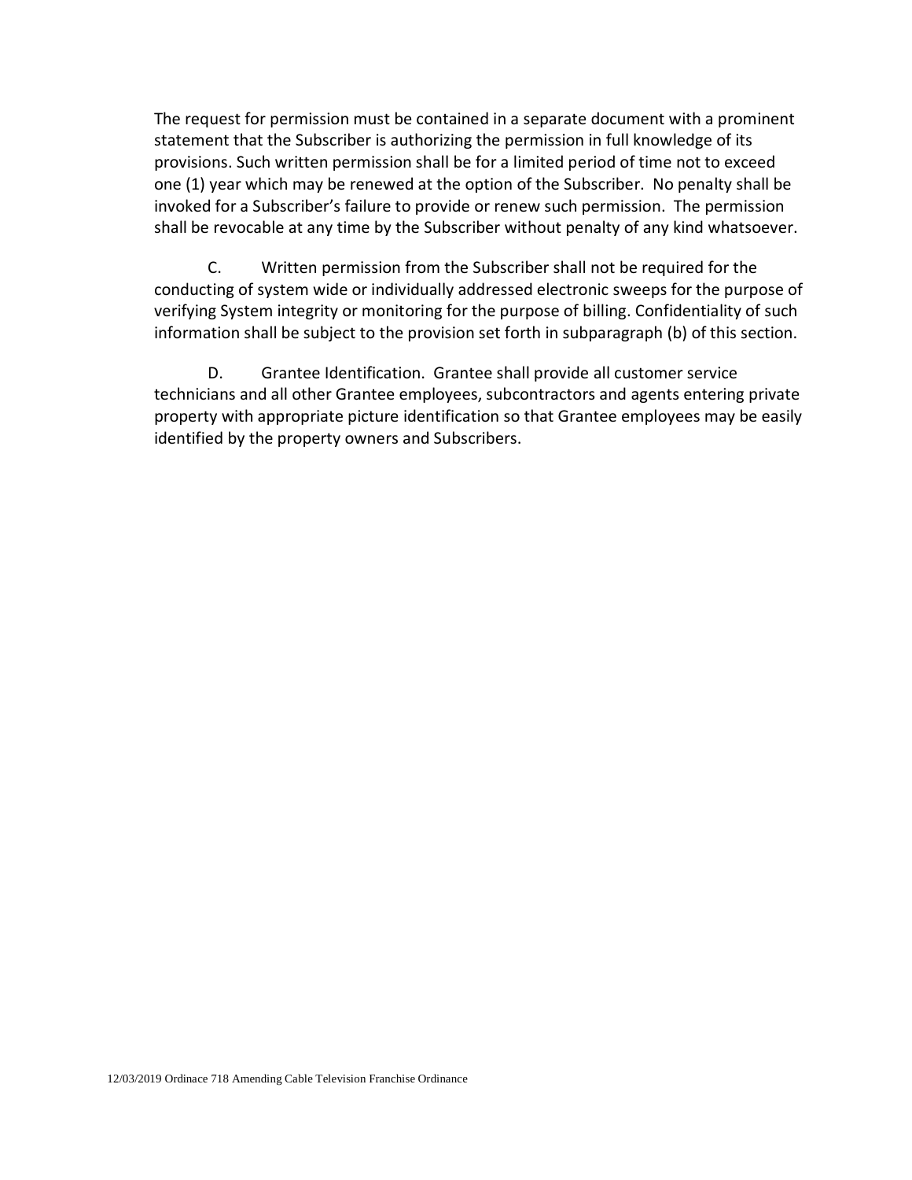The request for permission must be contained in a separate document with a prominent statement that the Subscriber is authorizing the permission in full knowledge of its provisions. Such written permission shall be for a limited period of time not to exceed one (1) year which may be renewed at the option of the Subscriber. No penalty shall be invoked for a Subscriber's failure to provide or renew such permission. The permission shall be revocable at any time by the Subscriber without penalty of any kind whatsoever.

C. Written permission from the Subscriber shall not be required for the conducting of system wide or individually addressed electronic sweeps for the purpose of verifying System integrity or monitoring for the purpose of billing. Confidentiality of such information shall be subject to the provision set forth in subparagraph (b) of this section.

D. Grantee Identification. Grantee shall provide all customer service technicians and all other Grantee employees, subcontractors and agents entering private property with appropriate picture identification so that Grantee employees may be easily identified by the property owners and Subscribers.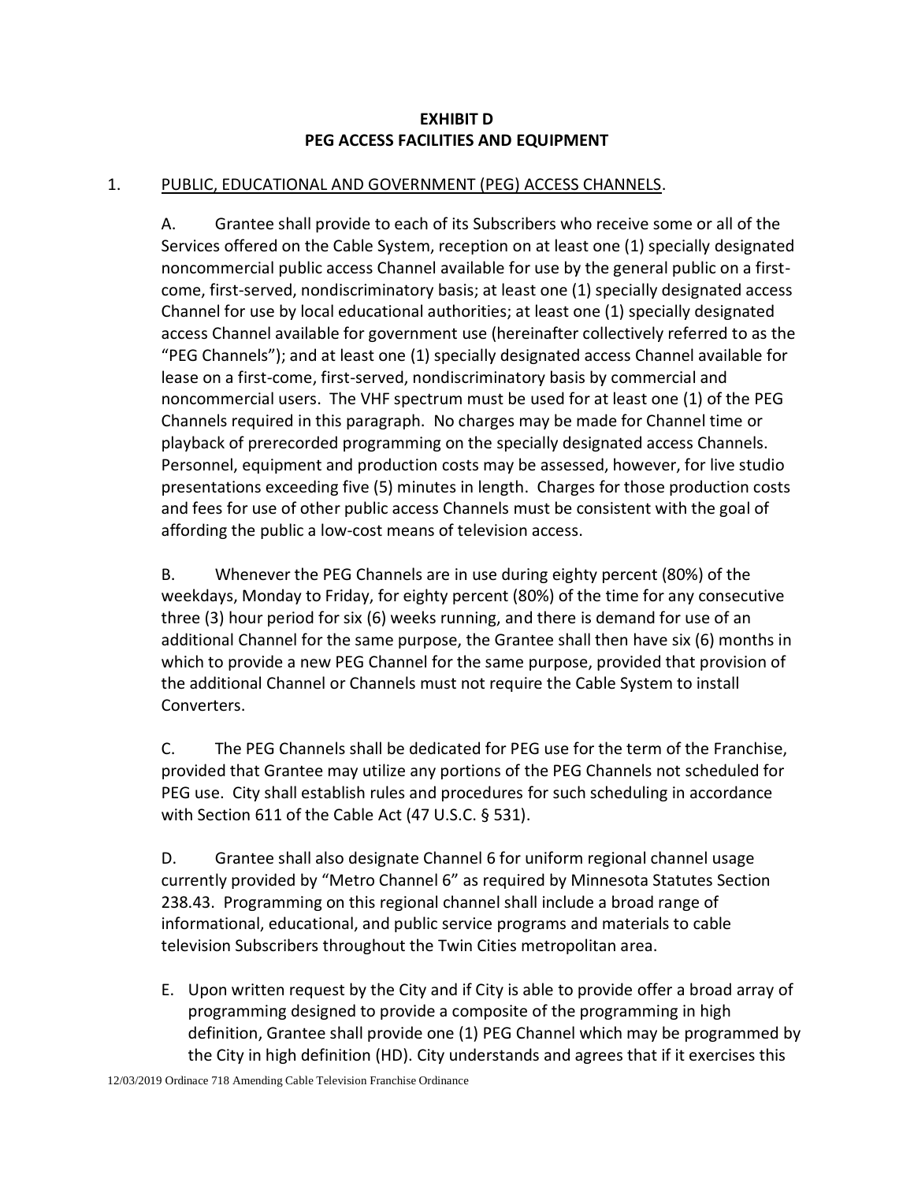## EXHIBIT D
## PEG ACCESS FACILITIES AND EQUIPMENT

1. PUBLIC, EDUCATIONAL AND GOVERNMENT (PEG) ACCESS CHANNELS.

A. Grantee shall provide to each of its Subscribers who receive some or all of the Services offered on the Cable System, reception on at least one (1) specially designated noncommercial public access Channel available for use by the general public on a first-come, first-served, nondiscriminatory basis; at least one (1) specially designated access Channel for use by local educational authorities; at least one (1) specially designated access Channel available for government use (hereinafter collectively referred to as the "PEG Channels"); and at least one (1) specially designated access Channel available for lease on a first-come, first-served, nondiscriminatory basis by commercial and noncommercial users. The VHF spectrum must be used for at least one (1) of the PEG Channels required in this paragraph. No charges may be made for Channel time or playback of prerecorded programming on the specially designated access Channels. Personnel, equipment and production costs may be assessed, however, for live studio presentations exceeding five (5) minutes in length. Charges for those production costs and fees for use of other public access Channels must be consistent with the goal of affording the public a low-cost means of television access.

B. Whenever the PEG Channels are in use during eighty percent (80%) of the weekdays, Monday to Friday, for eighty percent (80%) of the time for any consecutive three (3) hour period for six (6) weeks running, and there is demand for use of an additional Channel for the same purpose, the Grantee shall then have six (6) months in which to provide a new PEG Channel for the same purpose, provided that provision of the additional Channel or Channels must not require the Cable System to install Converters.

C. The PEG Channels shall be dedicated for PEG use for the term of the Franchise, provided that Grantee may utilize any portions of the PEG Channels not scheduled for PEG use. City shall establish rules and procedures for such scheduling in accordance with Section 611 of the Cable Act (47 U.S.C. § 531).

D. Grantee shall also designate Channel 6 for uniform regional channel usage currently provided by "Metro Channel 6" as required by Minnesota Statutes Section 238.43. Programming on this regional channel shall include a broad range of informational, educational, and public service programs and materials to cable television Subscribers throughout the Twin Cities metropolitan area.

E. Upon written request by the City and if City is able to provide offer a broad array of programming designed to provide a composite of the programming in high definition, Grantee shall provide one (1) PEG Channel which may be programmed by the City in high definition (HD). City understands and agrees that if it exercises this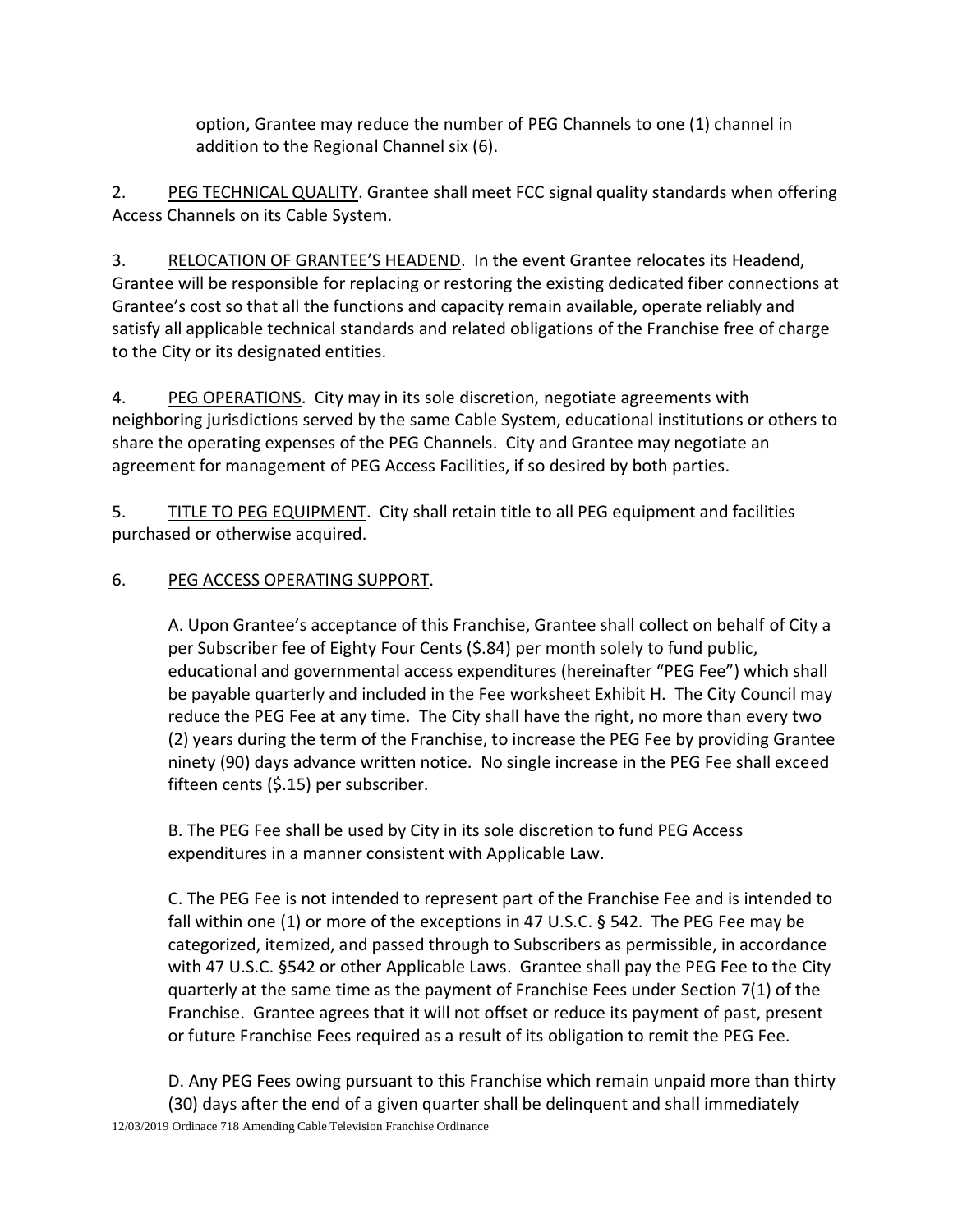option, Grantee may reduce the number of PEG Channels to one (1) channel in addition to the Regional Channel six (6).

2. PEG TECHNICAL QUALITY. Grantee shall meet FCC signal quality standards when offering Access Channels on its Cable System.

3. RELOCATION OF GRANTEE'S HEADEND. In the event Grantee relocates its Headend, Grantee will be responsible for replacing or restoring the existing dedicated fiber connections at Grantee's cost so that all the functions and capacity remain available, operate reliably and satisfy all applicable technical standards and related obligations of the Franchise free of charge to the City or its designated entities.

4. PEG OPERATIONS. City may in its sole discretion, negotiate agreements with neighboring jurisdictions served by the same Cable System, educational institutions or others to share the operating expenses of the PEG Channels. City and Grantee may negotiate an agreement for management of PEG Access Facilities, if so desired by both parties.

5. TITLE TO PEG EQUIPMENT. City shall retain title to all PEG equipment and facilities purchased or otherwise acquired.

6. PEG ACCESS OPERATING SUPPORT.

A. Upon Grantee's acceptance of this Franchise, Grantee shall collect on behalf of City a per Subscriber fee of Eighty Four Cents ($.84) per month solely to fund public, educational and governmental access expenditures (hereinafter "PEG Fee") which shall be payable quarterly and included in the Fee worksheet Exhibit H. The City Council may reduce the PEG Fee at any time. The City shall have the right, no more than every two (2) years during the term of the Franchise, to increase the PEG Fee by providing Grantee ninety (90) days advance written notice. No single increase in the PEG Fee shall exceed fifteen cents ($.15) per subscriber.

B. The PEG Fee shall be used by City in its sole discretion to fund PEG Access expenditures in a manner consistent with Applicable Law.

C. The PEG Fee is not intended to represent part of the Franchise Fee and is intended to fall within one (1) or more of the exceptions in 47 U.S.C. § 542. The PEG Fee may be categorized, itemized, and passed through to Subscribers as permissible, in accordance with 47 U.S.C. §542 or other Applicable Laws. Grantee shall pay the PEG Fee to the City quarterly at the same time as the payment of Franchise Fees under Section 7(1) of the Franchise. Grantee agrees that it will not offset or reduce its payment of past, present or future Franchise Fees required as a result of its obligation to remit the PEG Fee.

D. Any PEG Fees owing pursuant to this Franchise which remain unpaid more than thirty (30) days after the end of a given quarter shall be delinquent and shall immediately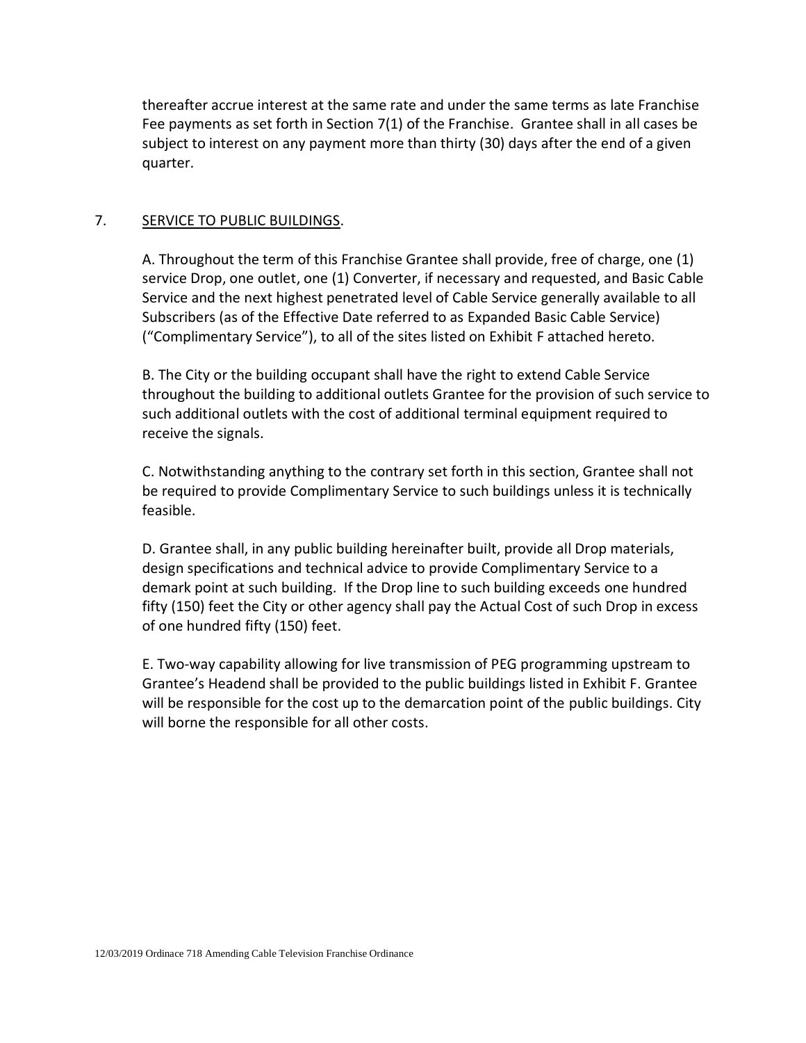thereafter accrue interest at the same rate and under the same terms as late Franchise Fee payments as set forth in Section 7(1) of the Franchise. Grantee shall in all cases be subject to interest on any payment more than thirty (30) days after the end of a given quarter.

7. <u>SERVICE TO PUBLIC BUILDINGS</u>.

A. Throughout the term of this Franchise Grantee shall provide, free of charge, one (1) service Drop, one outlet, one (1) Converter, if necessary and requested, and Basic Cable Service and the next highest penetrated level of Cable Service generally available to all Subscribers (as of the Effective Date referred to as Expanded Basic Cable Service) ("Complimentary Service"), to all of the sites listed on Exhibit F attached hereto.

B. The City or the building occupant shall have the right to extend Cable Service throughout the building to additional outlets Grantee for the provision of such service to such additional outlets with the cost of additional terminal equipment required to receive the signals.

C. Notwithstanding anything to the contrary set forth in this section, Grantee shall not be required to provide Complimentary Service to such buildings unless it is technically feasible.

D. Grantee shall, in any public building hereinafter built, provide all Drop materials, design specifications and technical advice to provide Complimentary Service to a demark point at such building. If the Drop line to such building exceeds one hundred fifty (150) feet the City or other agency shall pay the Actual Cost of such Drop in excess of one hundred fifty (150) feet.

E. Two-way capability allowing for live transmission of PEG programming upstream to Grantee's Headend shall be provided to the public buildings listed in Exhibit F. Grantee will be responsible for the cost up to the demarcation point of the public buildings. City will borne the responsible for all other costs.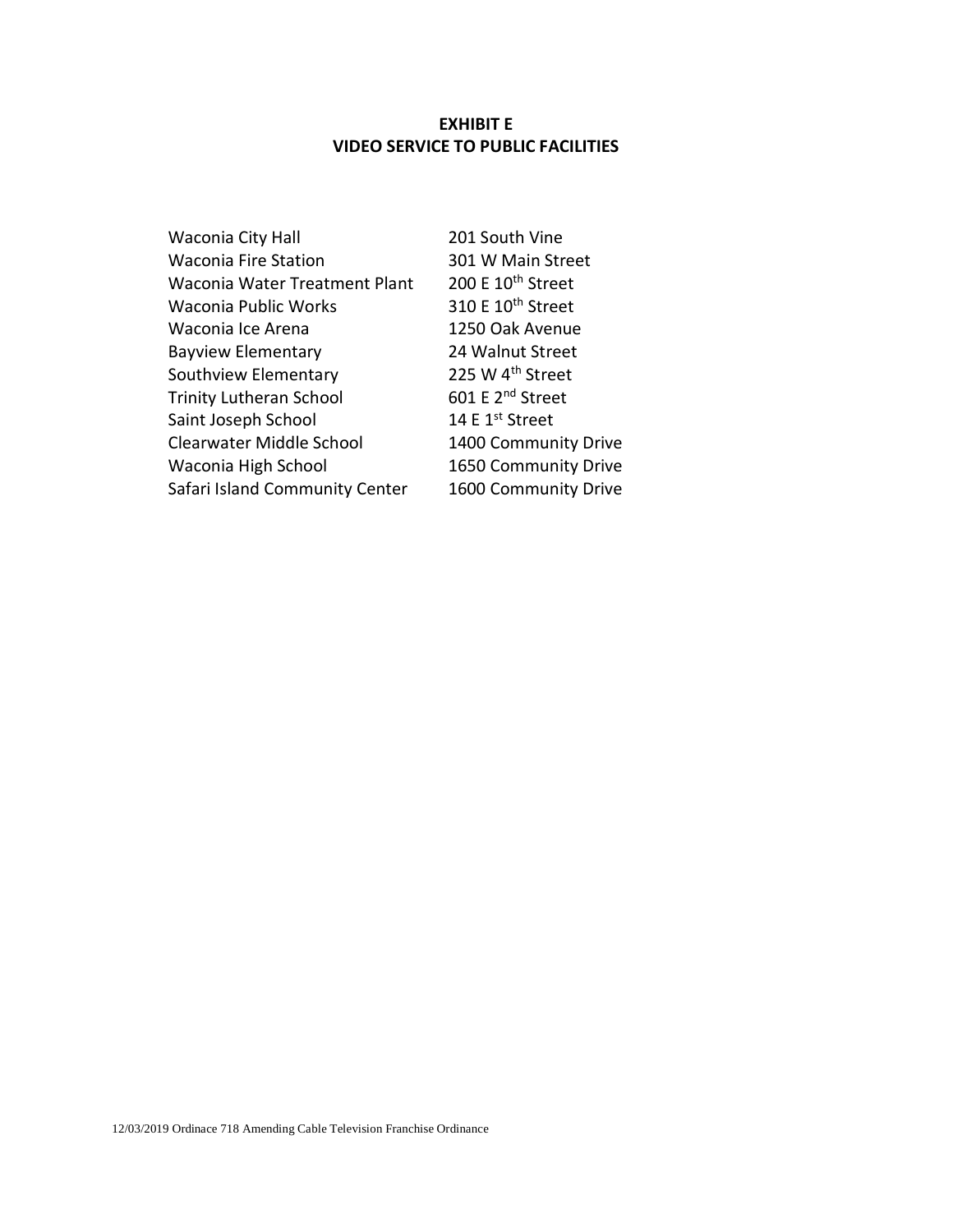# EXHIBIT E
## VIDEO SERVICE TO PUBLIC FACILITIES

| | |
|---|---|
| Waconia City Hall | 201 South Vine |
| Waconia Fire Station | 301 W Main Street |
| Waconia Water Treatment Plant | 200 E 10th Street |
| Waconia Public Works | 310 E 10th Street |
| Waconia Ice Arena | 1250 Oak Avenue |
| Bayview Elementary | 24 Walnut Street |
| Southview Elementary | 225 W 4th Street |
| Trinity Lutheran School | 601 E 2nd Street |
| Saint Joseph School | 14 E 1st Street |
| Clearwater Middle School | 1400 Community Drive |
| Waconia High School | 1650 Community Drive |
| Safari Island Community Center | 1600 Community Drive |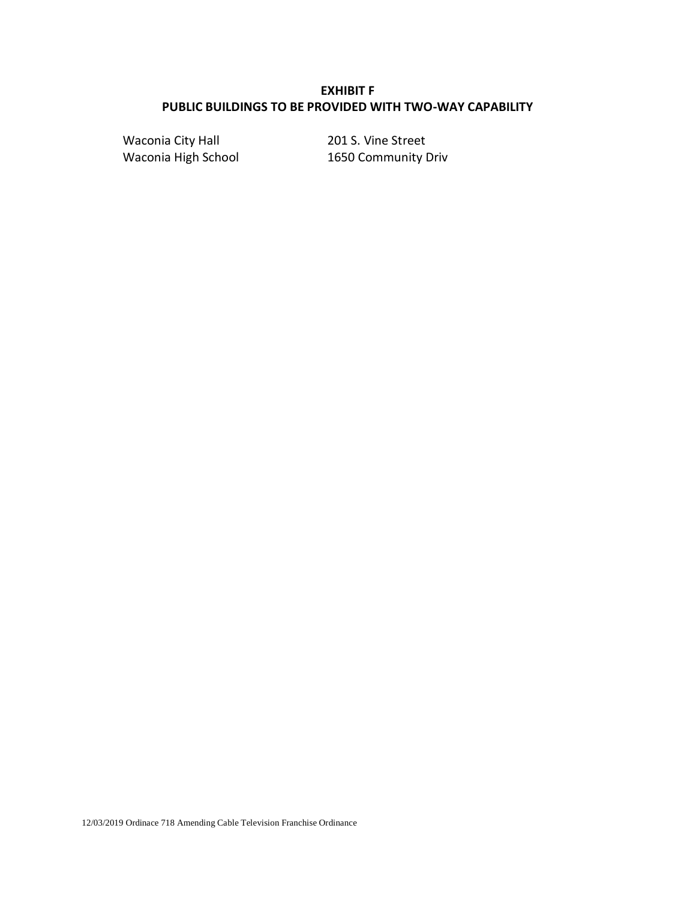**EXHIBIT F**
**PUBLIC BUILDINGS TO BE PROVIDED WITH TWO-WAY CAPABILITY**

| | |
|---|---|
| Waconia City Hall | 201 S. Vine Street |
| Waconia High School | 1650 Community Driv |